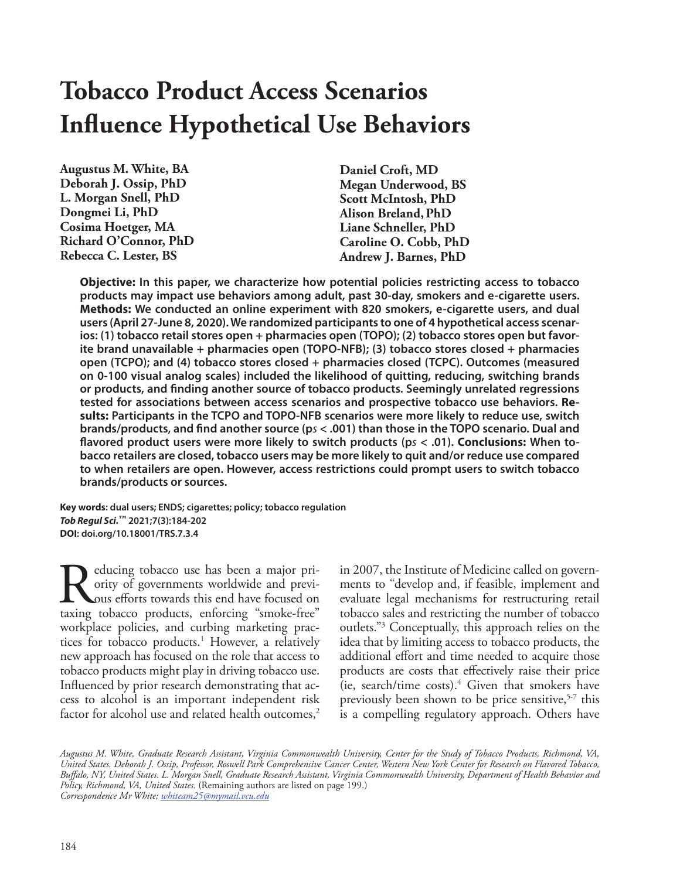# Tobacco Product Access Scenarios Influence Hypothetical Use Behaviors

**Augustus M. White, BA**
**Deborah J. Ossip, PhD**
**L. Morgan Snell, PhD**
**Dongmei Li, PhD**
**Cosima Hoetger, MA**
**Richard O'Connor, PhD**
**Rebecca C. Lester, BS**
**Daniel Croft, MD**
**Megan Underwood, BS**
**Scott McIntosh, PhD**
**Alison Breland, PhD**
**Liane Schneller, PhD**
**Caroline O. Cobb, PhD**
**Andrew J. Barnes, PhD**

**Objective: In this paper, we characterize how potential policies restricting access to tobacco products may impact use behaviors among adult, past 30-day, smokers and e-cigarette users. Methods: We conducted an online experiment with 820 smokers, e-cigarette users, and dual users (April 27-June 8, 2020). We randomized participants to one of 4 hypothetical access scenarios: (1) tobacco retail stores open + pharmacies open (TOPO); (2) tobacco stores open but favorite brand unavailable + pharmacies open (TOPO-NFB); (3) tobacco stores closed + pharmacies open (TCPO); and (4) tobacco stores closed + pharmacies closed (TCPC). Outcomes (measured on 0-100 visual analog scales) included the likelihood of quitting, reducing, switching brands or products, and finding another source of tobacco products. Seemingly unrelated regressions tested for associations between access scenarios and prospective tobacco use behaviors. Results: Participants in the TCPO and TOPO-NFB scenarios were more likely to reduce use, switch brands/products, and find another source (p*s* < .001) than those in the TOPO scenario. Dual and flavored product users were more likely to switch products (p*s* < .01). Conclusions: When tobacco retailers are closed, tobacco users may be more likely to quit and/or reduce use compared to when retailers are open. However, access restrictions could prompt users to switch tobacco brands/products or sources.**

**Key words: dual users; ENDS; cigarettes; policy; tobacco regulation**
***Tob Regul Sci.*™ 2021;7(3):184-202**
**DOI: doi.org/10.18001/TRS.7.3.4**

Reducing tobacco use has been a major priority of governments worldwide and previous efforts towards this end have focused on taxing tobacco products, enforcing "smoke-free" workplace policies, and curbing marketing practices for tobacco products.[1] However, a relatively new approach has focused on the role that access to tobacco products might play in driving tobacco use. Influenced by prior research demonstrating that access to alcohol is an important independent risk factor for alcohol use and related health outcomes,[2] in 2007, the Institute of Medicine called on governments to "develop and, if feasible, implement and evaluate legal mechanisms for restructuring retail tobacco sales and restricting the number of tobacco outlets."[3] Conceptually, this approach relies on the idea that by limiting access to tobacco products, the additional effort and time needed to acquire those products are costs that effectively raise their price (ie, search/time costs).[4] Given that smokers have previously been shown to be price sensitive,[5-7] this is a compelling regulatory approach. Others have

*Augustus M. White, Graduate Research Assistant, Virginia Commonwealth University, Center for the Study of Tobacco Products, Richmond, VA, United States. Deborah J. Ossip, Professor, Roswell Park Comprehensive Cancer Center, Western New York Center for Research on Flavored Tobacco, Buffalo, NY, United States. L. Morgan Snell, Graduate Research Assistant, Virginia Commonwealth University, Department of Health Behavior and Policy, Richmond, VA, United States.* (Remaining authors are listed on page 199.)
*Correspondence Mr White; whiteam25@mymail.vcu.edu*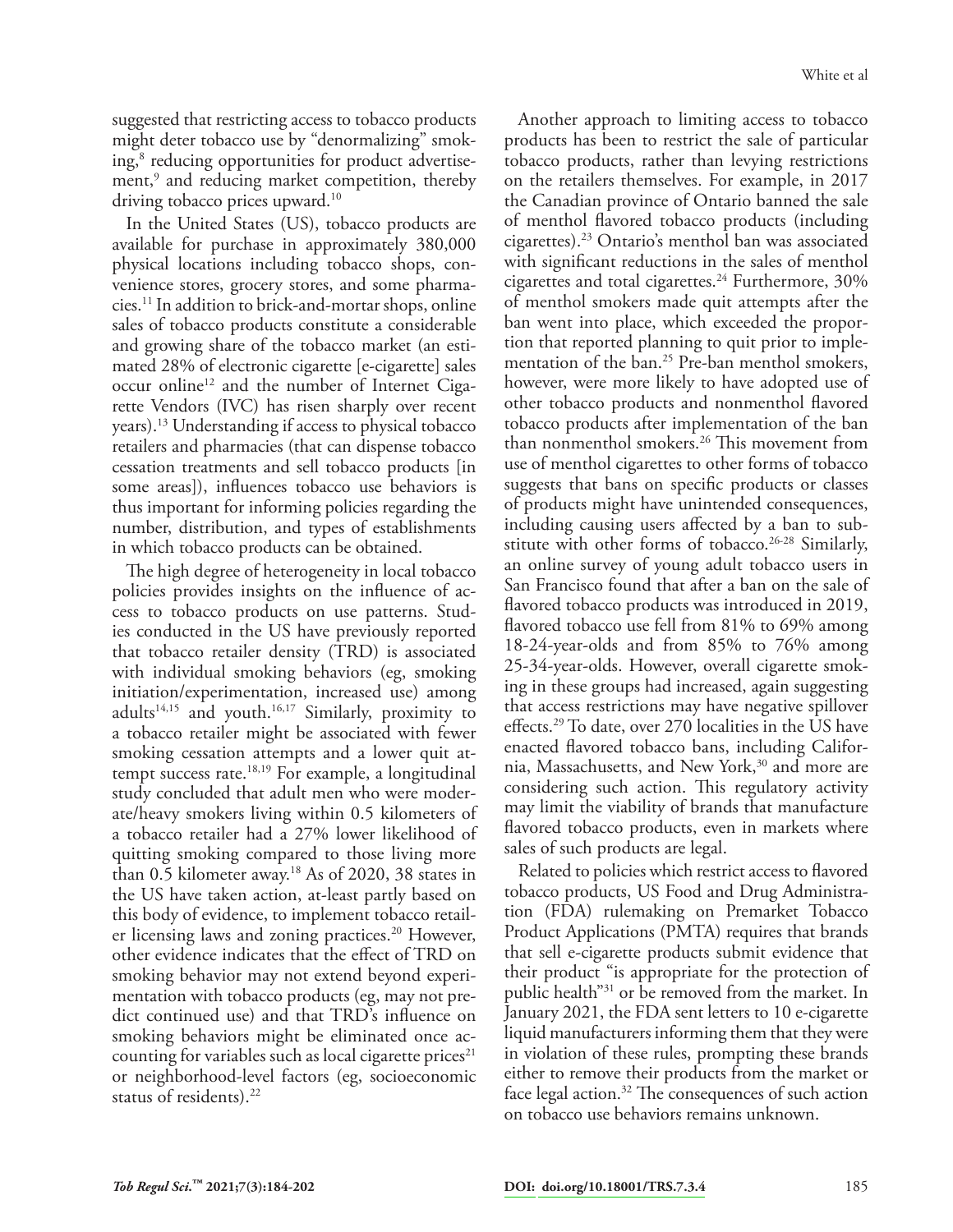suggested that restricting access to tobacco products might deter tobacco use by "denormalizing" smoking,[8] reducing opportunities for product advertisement,[9] and reducing market competition, thereby driving tobacco prices upward.[10]

In the United States (US), tobacco products are available for purchase in approximately 380,000 physical locations including tobacco shops, convenience stores, grocery stores, and some pharmacies.[11] In addition to brick-and-mortar shops, online sales of tobacco products constitute a considerable and growing share of the tobacco market (an estimated 28% of electronic cigarette [e-cigarette] sales occur online[12] and the number of Internet Cigarette Vendors (IVC) has risen sharply over recent years).[13] Understanding if access to physical tobacco retailers and pharmacies (that can dispense tobacco cessation treatments and sell tobacco products [in some areas]), influences tobacco use behaviors is thus important for informing policies regarding the number, distribution, and types of establishments in which tobacco products can be obtained.

The high degree of heterogeneity in local tobacco policies provides insights on the influence of access to tobacco products on use patterns. Studies conducted in the US have previously reported that tobacco retailer density (TRD) is associated with individual smoking behaviors (eg, smoking initiation/experimentation, increased use) among adults[14,15] and youth.[16,17] Similarly, proximity to a tobacco retailer might be associated with fewer smoking cessation attempts and a lower quit attempt success rate.[18,19] For example, a longitudinal study concluded that adult men who were moderate/heavy smokers living within 0.5 kilometers of a tobacco retailer had a 27% lower likelihood of quitting smoking compared to those living more than 0.5 kilometer away.[18] As of 2020, 38 states in the US have taken action, at-least partly based on this body of evidence, to implement tobacco retailer licensing laws and zoning practices.[20] However, other evidence indicates that the effect of TRD on smoking behavior may not extend beyond experimentation with tobacco products (eg, may not predict continued use) and that TRD's influence on smoking behaviors might be eliminated once accounting for variables such as local cigarette prices[21] or neighborhood-level factors (eg, socioeconomic status of residents).[22]

Another approach to limiting access to tobacco products has been to restrict the sale of particular tobacco products, rather than levying restrictions on the retailers themselves. For example, in 2017 the Canadian province of Ontario banned the sale of menthol flavored tobacco products (including cigarettes).[23] Ontario's menthol ban was associated with significant reductions in the sales of menthol cigarettes and total cigarettes.[24] Furthermore, 30% of menthol smokers made quit attempts after the ban went into place, which exceeded the proportion that reported planning to quit prior to implementation of the ban.[25] Pre-ban menthol smokers, however, were more likely to have adopted use of other tobacco products and nonmenthol flavored tobacco products after implementation of the ban than nonmenthol smokers.[26] This movement from use of menthol cigarettes to other forms of tobacco suggests that bans on specific products or classes of products might have unintended consequences, including causing users affected by a ban to substitute with other forms of tobacco.[26-28] Similarly, an online survey of young adult tobacco users in San Francisco found that after a ban on the sale of flavored tobacco products was introduced in 2019, flavored tobacco use fell from 81% to 69% among 18-24-year-olds and from 85% to 76% among 25-34-year-olds. However, overall cigarette smoking in these groups had increased, again suggesting that access restrictions may have negative spillover effects.[29] To date, over 270 localities in the US have enacted flavored tobacco bans, including California, Massachusetts, and New York,[30] and more are considering such action. This regulatory activity may limit the viability of brands that manufacture flavored tobacco products, even in markets where sales of such products are legal.

Related to policies which restrict access to flavored tobacco products, US Food and Drug Administration (FDA) rulemaking on Premarket Tobacco Product Applications (PMTA) requires that brands that sell e-cigarette products submit evidence that their product "is appropriate for the protection of public health"[31] or be removed from the market. In January 2021, the FDA sent letters to 10 e-cigarette liquid manufacturers informing them that they were in violation of these rules, prompting these brands either to remove their products from the market or face legal action.[32] The consequences of such action on tobacco use behaviors remains unknown.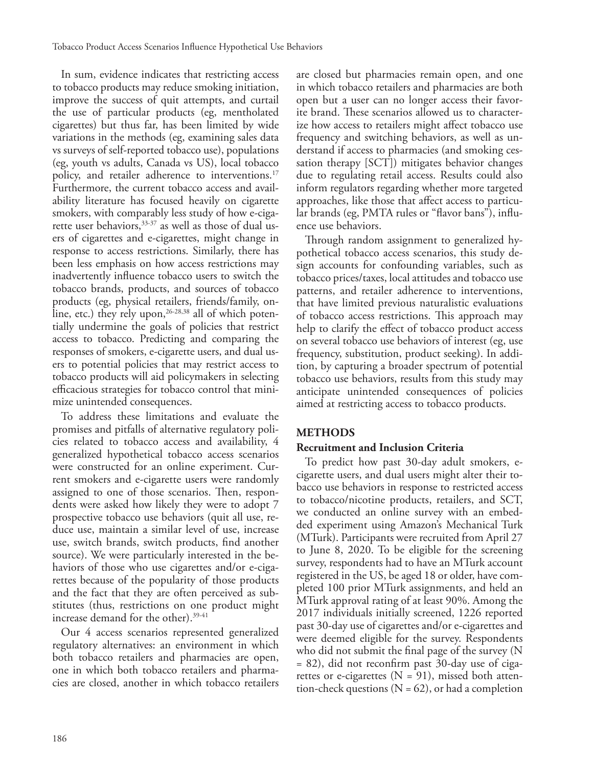In sum, evidence indicates that restricting access to tobacco products may reduce smoking initiation, improve the success of quit attempts, and curtail the use of particular products (eg, mentholated cigarettes) but thus far, has been limited by wide variations in the methods (eg, examining sales data vs surveys of self-reported tobacco use), populations (eg, youth vs adults, Canada vs US), local tobacco policy, and retailer adherence to interventions.[17] Furthermore, the current tobacco access and availability literature has focused heavily on cigarette smokers, with comparably less study of how e-cigarette user behaviors,[33-37] as well as those of dual users of cigarettes and e-cigarettes, might change in response to access restrictions. Similarly, there has been less emphasis on how access restrictions may inadvertently influence tobacco users to switch the tobacco brands, products, and sources of tobacco products (eg, physical retailers, friends/family, online, etc.) they rely upon,[26-28,38] all of which potentially undermine the goals of policies that restrict access to tobacco. Predicting and comparing the responses of smokers, e-cigarette users, and dual users to potential policies that may restrict access to tobacco products will aid policymakers in selecting efficacious strategies for tobacco control that minimize unintended consequences.

To address these limitations and evaluate the promises and pitfalls of alternative regulatory policies related to tobacco access and availability, 4 generalized hypothetical tobacco access scenarios were constructed for an online experiment. Current smokers and e-cigarette users were randomly assigned to one of those scenarios. Then, respondents were asked how likely they were to adopt 7 prospective tobacco use behaviors (quit all use, reduce use, maintain a similar level of use, increase use, switch brands, switch products, find another source). We were particularly interested in the behaviors of those who use cigarettes and/or e-cigarettes because of the popularity of those products and the fact that they are often perceived as substitutes (thus, restrictions on one product might increase demand for the other).[39-41]

Our 4 access scenarios represented generalized regulatory alternatives: an environment in which both tobacco retailers and pharmacies are open, one in which both tobacco retailers and pharmacies are closed, another in which tobacco retailers are closed but pharmacies remain open, and one in which tobacco retailers and pharmacies are both open but a user can no longer access their favorite brand. These scenarios allowed us to characterize how access to retailers might affect tobacco use frequency and switching behaviors, as well as understand if access to pharmacies (and smoking cessation therapy [SCT]) mitigates behavior changes due to regulating retail access. Results could also inform regulators regarding whether more targeted approaches, like those that affect access to particular brands (eg, PMTA rules or "flavor bans"), influence use behaviors.

Through random assignment to generalized hypothetical tobacco access scenarios, this study design accounts for confounding variables, such as tobacco prices/taxes, local attitudes and tobacco use patterns, and retailer adherence to interventions, that have limited previous naturalistic evaluations of tobacco access restrictions. This approach may help to clarify the effect of tobacco product access on several tobacco use behaviors of interest (eg, use frequency, substitution, product seeking). In addition, by capturing a broader spectrum of potential tobacco use behaviors, results from this study may anticipate unintended consequences of policies aimed at restricting access to tobacco products.

## METHODS

### Recruitment and Inclusion Criteria

To predict how past 30-day adult smokers, e-cigarette users, and dual users might alter their tobacco use behaviors in response to restricted access to tobacco/nicotine products, retailers, and SCT, we conducted an online survey with an embedded experiment using Amazon's Mechanical Turk (MTurk). Participants were recruited from April 27 to June 8, 2020. To be eligible for the screening survey, respondents had to have an MTurk account registered in the US, be aged 18 or older, have completed 100 prior MTurk assignments, and held an MTurk approval rating of at least 90%. Among the 2017 individuals initially screened, 1226 reported past 30-day use of cigarettes and/or e-cigarettes and were deemed eligible for the survey. Respondents who did not submit the final page of the survey (N = 82), did not reconfirm past 30-day use of cigarettes or e-cigarettes (N = 91), missed both attention-check questions (N = 62), or had a completion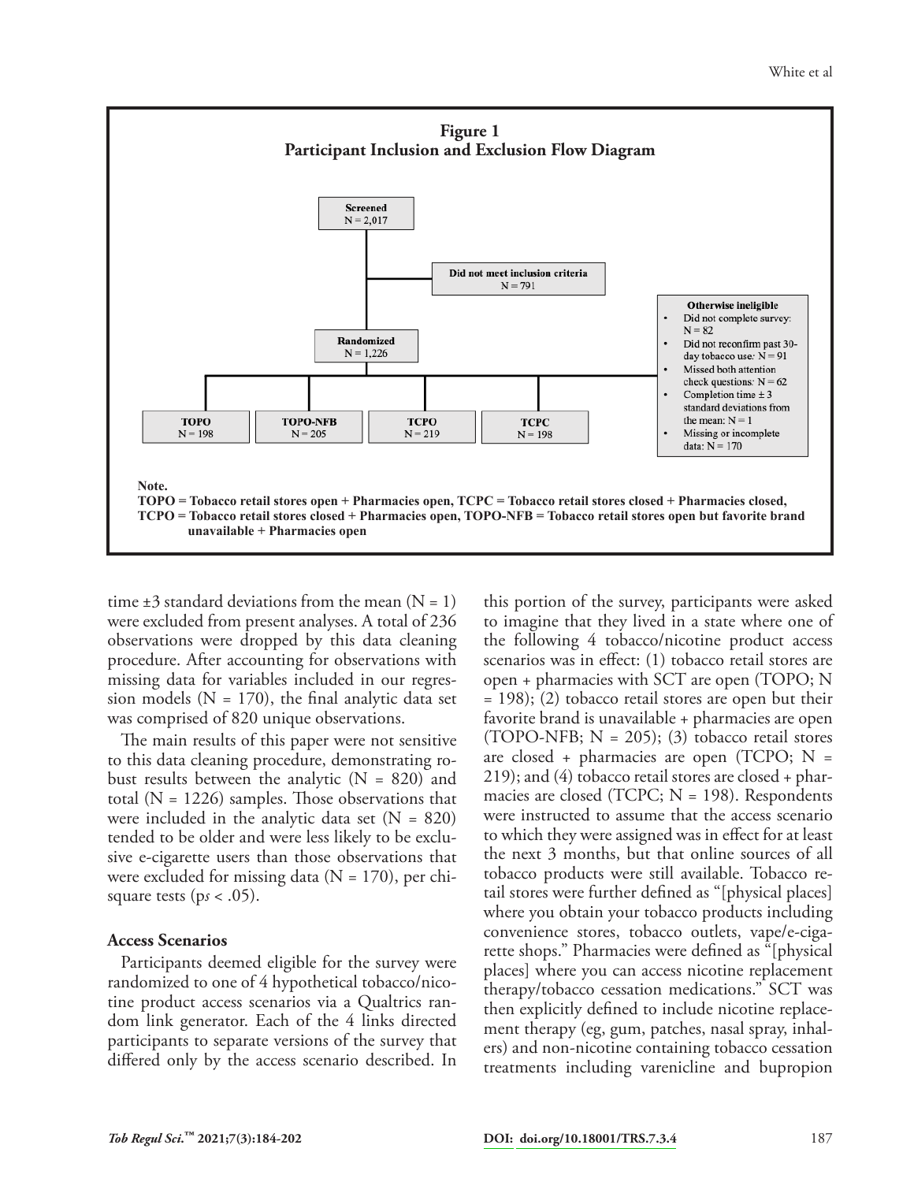**Figure 1**
**Participant Inclusion and Exclusion Flow Diagram**

- **Screened** N = 2,017
  - **Did not meet inclusion criteria** N = 791
- **Randomized** N = 1,226
  - **Otherwise ineligible**
    - Did not complete survey: N = 82
    - Did not reconfirm past 30-day tobacco use: N = 91
    - Missed both attention check questions: N = 62
    - Completion time ± 3 standard deviations from the mean: N = 1
    - Missing or incomplete data: N = 170
- **TOPO** N = 198
- **TOPO-NFB** N = 205
- **TCPO** N = 219
- **TCPC** N = 198

**Note.**
**TOPO = Tobacco retail stores open + Pharmacies open, TCPC = Tobacco retail stores closed + Pharmacies closed, TCPO = Tobacco retail stores closed + Pharmacies open, TOPO-NFB = Tobacco retail stores open but favorite brand unavailable + Pharmacies open**

time ±3 standard deviations from the mean (N = 1) were excluded from present analyses. A total of 236 observations were dropped by this data cleaning procedure. After accounting for observations with missing data for variables included in our regression models (N = 170), the final analytic data set was comprised of 820 unique observations.

The main results of this paper were not sensitive to this data cleaning procedure, demonstrating robust results between the analytic (N = 820) and total (N = 1226) samples. Those observations that were included in the analytic data set (N = 820) tended to be older and were less likely to be exclusive e-cigarette users than those observations that were excluded for missing data (N = 170), per chi-square tests ($ps < .05$).

### Access Scenarios

Participants deemed eligible for the survey were randomized to one of 4 hypothetical tobacco/nicotine product access scenarios via a Qualtrics random link generator. Each of the 4 links directed participants to separate versions of the survey that differed only by the access scenario described. In this portion of the survey, participants were asked to imagine that they lived in a state where one of the following 4 tobacco/nicotine product access scenarios was in effect: (1) tobacco retail stores are open + pharmacies with SCT are open (TOPO; N = 198); (2) tobacco retail stores are open but their favorite brand is unavailable + pharmacies are open (TOPO-NFB; N = 205); (3) tobacco retail stores are closed + pharmacies are open (TCPO; N = 219); and (4) tobacco retail stores are closed + pharmacies are closed (TCPC; N = 198). Respondents were instructed to assume that the access scenario to which they were assigned was in effect for at least the next 3 months, but that online sources of all tobacco products were still available. Tobacco retail stores were further defined as "[physical places] where you obtain your tobacco products including convenience stores, tobacco outlets, vape/e-cigarette shops." Pharmacies were defined as "[physical places] where you can access nicotine replacement therapy/tobacco cessation medications." SCT was then explicitly defined to include nicotine replacement therapy (eg, gum, patches, nasal spray, inhalers) and non-nicotine containing tobacco cessation treatments including varenicline and bupropion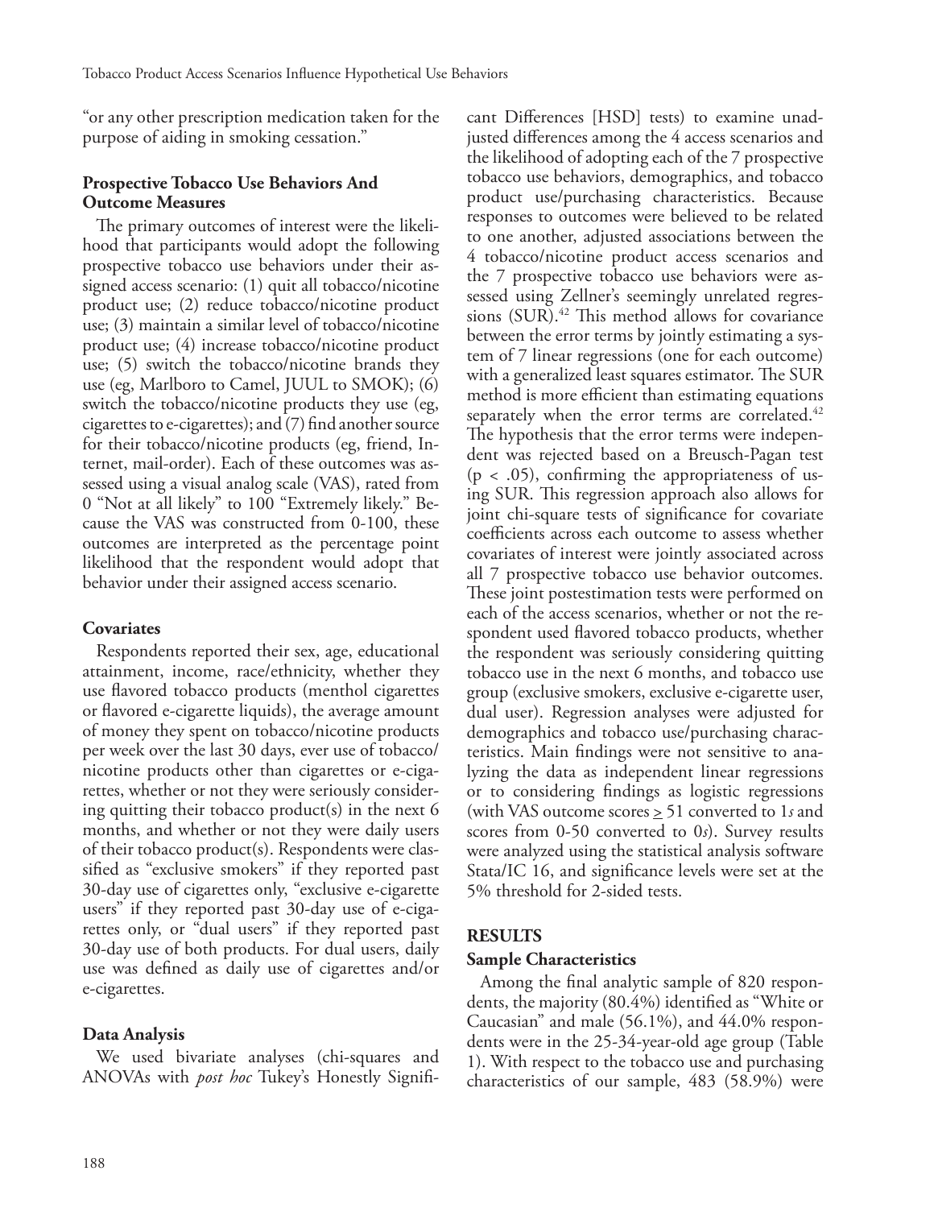"or any other prescription medication taken for the purpose of aiding in smoking cessation."

### Prospective Tobacco Use Behaviors And Outcome Measures

The primary outcomes of interest were the likelihood that participants would adopt the following prospective tobacco use behaviors under their assigned access scenario: (1) quit all tobacco/nicotine product use; (2) reduce tobacco/nicotine product use; (3) maintain a similar level of tobacco/nicotine product use; (4) increase tobacco/nicotine product use; (5) switch the tobacco/nicotine brands they use (eg, Marlboro to Camel, JUUL to SMOK); (6) switch the tobacco/nicotine products they use (eg, cigarettes to e-cigarettes); and (7) find another source for their tobacco/nicotine products (eg, friend, Internet, mail-order). Each of these outcomes was assessed using a visual analog scale (VAS), rated from 0 "Not at all likely" to 100 "Extremely likely." Because the VAS was constructed from 0-100, these outcomes are interpreted as the percentage point likelihood that the respondent would adopt that behavior under their assigned access scenario.

### Covariates

Respondents reported their sex, age, educational attainment, income, race/ethnicity, whether they use flavored tobacco products (menthol cigarettes or flavored e-cigarette liquids), the average amount of money they spent on tobacco/nicotine products per week over the last 30 days, ever use of tobacco/nicotine products other than cigarettes or e-cigarettes, whether or not they were seriously considering quitting their tobacco product(s) in the next 6 months, and whether or not they were daily users of their tobacco product(s). Respondents were classified as "exclusive smokers" if they reported past 30-day use of cigarettes only, "exclusive e-cigarette users" if they reported past 30-day use of e-cigarettes only, or "dual users" if they reported past 30-day use of both products. For dual users, daily use was defined as daily use of cigarettes and/or e-cigarettes.

### Data Analysis

We used bivariate analyses (chi-squares and ANOVAs with *post hoc* Tukey's Honestly Significant Differences [HSD] tests) to examine unadjusted differences among the 4 access scenarios and the likelihood of adopting each of the 7 prospective tobacco use behaviors, demographics, and tobacco product use/purchasing characteristics. Because responses to outcomes were believed to be related to one another, adjusted associations between the 4 tobacco/nicotine product access scenarios and the 7 prospective tobacco use behaviors were assessed using Zellner's seemingly unrelated regressions (SUR).[42] This method allows for covariance between the error terms by jointly estimating a system of 7 linear regressions (one for each outcome) with a generalized least squares estimator. The SUR method is more efficient than estimating equations separately when the error terms are correlated.[42] The hypothesis that the error terms were independent was rejected based on a Breusch-Pagan test ($p < .05$), confirming the appropriateness of using SUR. This regression approach also allows for joint chi-square tests of significance for covariate coefficients across each outcome to assess whether covariates of interest were jointly associated across all 7 prospective tobacco use behavior outcomes. These joint postestimation tests were performed on each of the access scenarios, whether or not the respondent used flavored tobacco products, whether the respondent was seriously considering quitting tobacco use in the next 6 months, and tobacco use group (exclusive smokers, exclusive e-cigarette user, dual user). Regression analyses were adjusted for demographics and tobacco use/purchasing characteristics. Main findings were not sensitive to analyzing the data as independent linear regressions or to considering findings as logistic regressions (with VAS outcome scores $\geq$ 51 converted to 1*s* and scores from 0-50 converted to 0*s*). Survey results were analyzed using the statistical analysis software Stata/IC 16, and significance levels were set at the 5% threshold for 2-sided tests.

## RESULTS

### Sample Characteristics

Among the final analytic sample of 820 respondents, the majority (80.4%) identified as "White or Caucasian" and male (56.1%), and 44.0% respondents were in the 25-34-year-old age group (Table 1). With respect to the tobacco use and purchasing characteristics of our sample, 483 (58.9%) were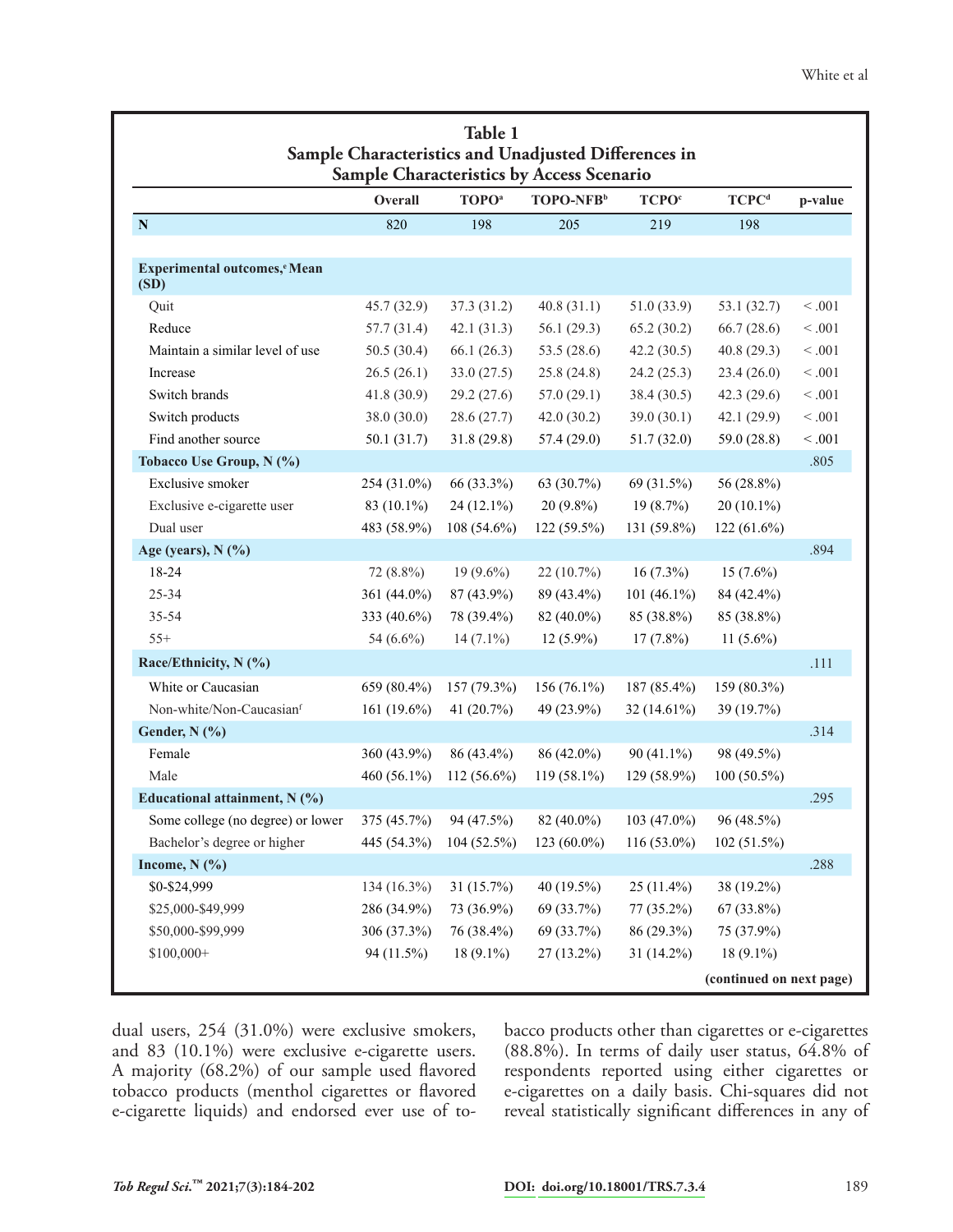**Table 1**
**Sample Characteristics and Unadjusted Differences in Sample Characteristics by Access Scenario**

| | Overall | TOPO[a] | TOPO-NFB[b] | TCPO[c] | TCPC[d] | p-value |
|---|---|---|---|---|---|---|
| **N** | 820 | 198 | 205 | 219 | 198 | |
| **Experimental outcomes,[e] Mean (SD)** | | | | | | |
| Quit | 45.7 (32.9) | 37.3 (31.2) | 40.8 (31.1) | 51.0 (33.9) | 53.1 (32.7) | < .001 |
| Reduce | 57.7 (31.4) | 42.1 (31.3) | 56.1 (26.3) | 65.2 (30.2) | 66.7 (28.6) | < .001 |
| Maintain a similar level of use | 50.5 (30.4) | 66.1 (26.3) | 53.5 (28.6) | 42.2 (30.5) | 40.8 (29.3) | < .001 |
| Increase | 26.5 (26.1) | 33.0 (27.5) | 25.8 (24.8) | 24.2 (25.3) | 23.4 (26.0) | < .001 |
| Switch brands | 41.8 (30.9) | 29.2 (27.6) | 57.0 (29.1) | 38.4 (30.5) | 42.3 (29.6) | < .001 |
| Switch products | 38.0 (30.0) | 28.6 (27.7) | 42.0 (30.2) | 39.0 (30.1) | 42.1 (29.9) | < .001 |
| Find another source | 50.1 (31.7) | 31.8 (29.8) | 57.4 (29.0) | 51.7 (32.0) | 59.0 (28.8) | < .001 |
| **Tobacco Use Group, N (%)** | | | | | | .805 |
| Exclusive smoker | 254 (31.0%) | 66 (33.3%) | 63 (30.7%) | 69 (31.5%) | 56 (28.8%) | |
| Exclusive e-cigarette user | 83 (10.1%) | 24 (12.1%) | 20 (9.8%) | 19 (8.7%) | 20 (10.1%) | |
| Dual user | 483 (58.9%) | 108 (54.6%) | 122 (59.5%) | 131 (59.8%) | 122 (61.6%) | |
| **Age (years), N (%)** | | | | | | .894 |
| 18-24 | 72 (8.8%) | 19 (9.6%) | 22 (10.7%) | 16 (7.3%) | 15 (7.6%) | |
| 25-34 | 361 (44.0%) | 87 (43.9%) | 89 (43.4%) | 101 (46.1%) | 84 (42.4%) | |
| 35-54 | 333 (40.6%) | 78 (39.4%) | 82 (40.0%) | 85 (38.8%) | 85 (38.8%) | |
| 55+ | 54 (6.6%) | 14 (7.1%) | 12 (5.9%) | 17 (7.8%) | 11 (5.6%) | |
| **Race/Ethnicity, N (%)** | | | | | | .111 |
| White or Caucasian | 659 (80.4%) | 157 (79.3%) | 156 (76.1%) | 187 (85.4%) | 159 (80.3%) | |
| Non-white/Non-Caucasian[f] | 161 (19.6%) | 41 (20.7%) | 49 (23.9%) | 32 (14.61%) | 39 (19.7%) | |
| **Gender, N (%)** | | | | | | .314 |
| Female | 360 (43.9%) | 86 (43.4%) | 86 (42.0%) | 90 (41.1%) | 98 (49.5%) | |
| Male | 460 (56.1%) | 112 (56.6%) | 119 (58.1%) | 129 (58.9%) | 100 (50.5%) | |
| **Educational attainment, N (%)** | | | | | | .295 |
| Some college (no degree) or lower | 375 (45.7%) | 94 (47.5%) | 82 (40.0%) | 103 (47.0%) | 96 (48.5%) | |
| Bachelor's degree or higher | 445 (54.3%) | 104 (52.5%) | 123 (60.0%) | 116 (53.0%) | 102 (51.5%) | |
| **Income, N (%)** | | | | | | .288 |
| $0-$24,999 | 134 (16.3%) | 31 (15.7%) | 40 (19.5%) | 25 (11.4%) | 38 (19.2%) | |
| $25,000-$49,999 | 286 (34.9%) | 73 (36.9%) | 69 (33.7%) | 77 (35.2%) | 67 (33.8%) | |
| $50,000-$99,999 | 306 (37.3%) | 76 (38.4%) | 69 (33.7%) | 86 (29.3%) | 75 (37.9%) | |
| $100,000+ | 94 (11.5%) | 18 (9.1%) | 27 (13.2%) | 31 (14.2%) | 18 (9.1%) | |

**(continued on next page)**

dual users, 254 (31.0%) were exclusive smokers, and 83 (10.1%) were exclusive e-cigarette users. A majority (68.2%) of our sample used flavored tobacco products (menthol cigarettes or flavored e-cigarette liquids) and endorsed ever use of tobacco products other than cigarettes or e-cigarettes (88.8%). In terms of daily user status, 64.8% of respondents reported using either cigarettes or e-cigarettes on a daily basis. Chi-squares did not reveal statistically significant differences in any of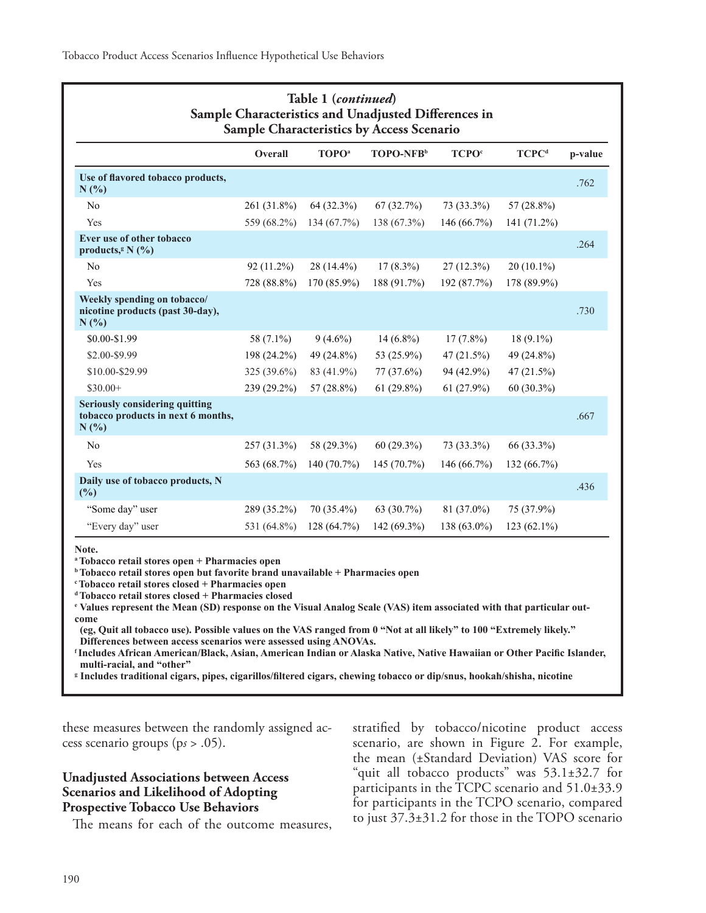**Table 1 (*continued*)**
**Sample Characteristics and Unadjusted Differences in Sample Characteristics by Access Scenario**

| | Overall | TOPO[a] | TOPO-NFB[b] | TCPO[c] | TCPC[d] | p-value |
|---|---|---|---|---|---|---|
| **Use of flavored tobacco products, N (%)** | | | | | | .762 |
| No | 261 (31.8%) | 64 (32.3%) | 67 (32.7%) | 73 (33.3%) | 57 (28.8%) | |
| Yes | 559 (68.2%) | 134 (67.7%) | 138 (67.3%) | 146 (66.7%) | 141 (71.2%) | |
| **Ever use of other tobacco products,[g] N (%)** | | | | | | .264 |
| No | 92 (11.2%) | 28 (14.4%) | 17 (8.3%) | 27 (12.3%) | 20 (10.1%) | |
| Yes | 728 (88.8%) | 170 (85.9%) | 188 (91.7%) | 192 (87.7%) | 178 (89.9%) | |
| **Weekly spending on tobacco/ nicotine products (past 30-day), N (%)** | | | | | | .730 |
| $0.00-$1.99 | 58 (7.1%) | 9 (4.6%) | 14 (6.8%) | 17 (7.8%) | 18 (9.1%) | |
| $2.00-$9.99 | 198 (24.2%) | 49 (24.8%) | 53 (25.9%) | 47 (21.5%) | 49 (24.8%) | |
| $10.00-$29.99 | 325 (39.6%) | 83 (41.9%) | 77 (37.6%) | 94 (42.9%) | 47 (21.5%) | |
| $30.00+ | 239 (29.2%) | 57 (28.8%) | 61 (29.8%) | 61 (27.9%) | 60 (30.3%) | |
| **Seriously considering quitting tobacco products in next 6 months, N (%)** | | | | | | .667 |
| No | 257 (31.3%) | 58 (29.3%) | 60 (29.3%) | 73 (33.3%) | 66 (33.3%) | |
| Yes | 563 (68.7%) | 140 (70.7%) | 145 (70.7%) | 146 (66.7%) | 132 (66.7%) | |
| **Daily use of tobacco products, N (%)** | | | | | | .436 |
| "Some day" user | 289 (35.2%) | 70 (35.4%) | 63 (30.7%) | 81 (37.0%) | 75 (37.9%) | |
| "Every day" user | 531 (64.8%) | 128 (64.7%) | 142 (69.3%) | 138 (63.0%) | 123 (62.1%) | |

**Note.**
[a] Tobacco retail stores open + Pharmacies open
[b] Tobacco retail stores open but favorite brand unavailable + Pharmacies open
[c] Tobacco retail stores closed + Pharmacies open
[d] Tobacco retail stores closed + Pharmacies closed
[e] Values represent the Mean (SD) response on the Visual Analog Scale (VAS) item associated with that particular outcome (eg, Quit all tobacco use). Possible values on the VAS ranged from 0 "Not at all likely" to 100 "Extremely likely." Differences between access scenarios were assessed using ANOVAs.
[f] Includes African American/Black, Asian, American Indian or Alaska Native, Native Hawaiian or Other Pacific Islander, multi-racial, and "other"
[g] Includes traditional cigars, pipes, cigarillos/filtered cigars, chewing tobacco or dip/snus, hookah/shisha, nicotine

these measures between the randomly assigned access scenario groups (p*s* > .05).

### Unadjusted Associations between Access Scenarios and Likelihood of Adopting Prospective Tobacco Use Behaviors

The means for each of the outcome measures, stratified by tobacco/nicotine product access scenario, are shown in Figure 2. For example, the mean (±Standard Deviation) VAS score for "quit all tobacco products" was 53.1±32.7 for participants in the TCPC scenario and 51.0±33.9 for participants in the TCPO scenario, compared to just 37.3±31.2 for those in the TOPO scenario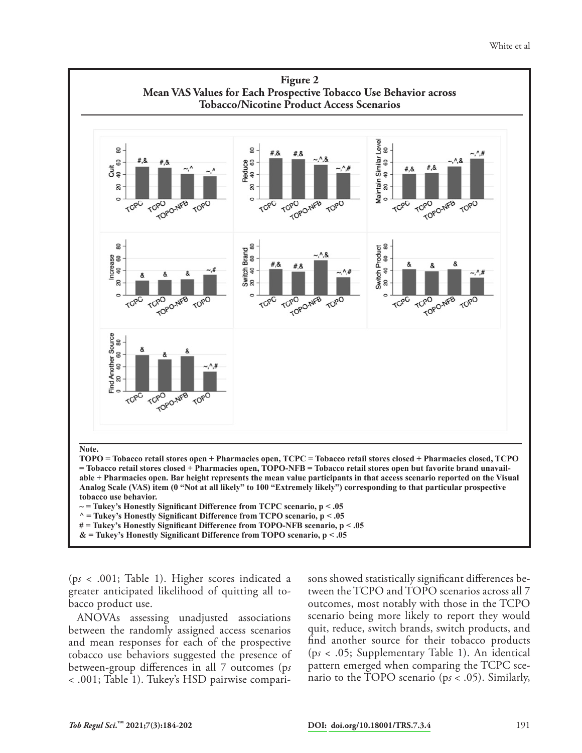**Figure 2**
**Mean VAS Values for Each Prospective Tobacco Use Behavior across Tobacco/Nicotine Product Access Scenarios**

**Note.**
**TOPO = Tobacco retail stores open + Pharmacies open, TCPC = Tobacco retail stores closed + Pharmacies closed, TCPO = Tobacco retail stores closed + Pharmacies open, TOPO-NFB = Tobacco retail stores open but favorite brand unavailable + Pharmacies open. Bar height represents the mean value participants in that access scenario reported on the Visual Analog Scale (VAS) item (0 "Not at all likely" to 100 "Extremely likely") corresponding to that particular prospective tobacco use behavior.**
**~ = Tukey's Honestly Significant Difference from TCPC scenario, p < .05**
**^ = Tukey's Honestly Significant Difference from TCPO scenario, p < .05**
**# = Tukey's Honestly Significant Difference from TOPO-NFB scenario, p < .05**
**& = Tukey's Honestly Significant Difference from TOPO scenario, p < .05**

($ps < .001$; Table 1). Higher scores indicated a greater anticipated likelihood of quitting all tobacco product use.

ANOVAs assessing unadjusted associations between the randomly assigned access scenarios and mean responses for each of the prospective tobacco use behaviors suggested the presence of between-group differences in all 7 outcomes ($ps < .001$; Table 1). Tukey's HSD pairwise comparisons showed statistically significant differences between the TCPO and TOPO scenarios across all 7 outcomes, most notably with those in the TCPO scenario being more likely to report they would quit, reduce, switch brands, switch products, and find another source for their tobacco products ($ps < .05$; Supplementary Table 1). An identical pattern emerged when comparing the TCPC scenario to the TOPO scenario ($ps < .05$). Similarly,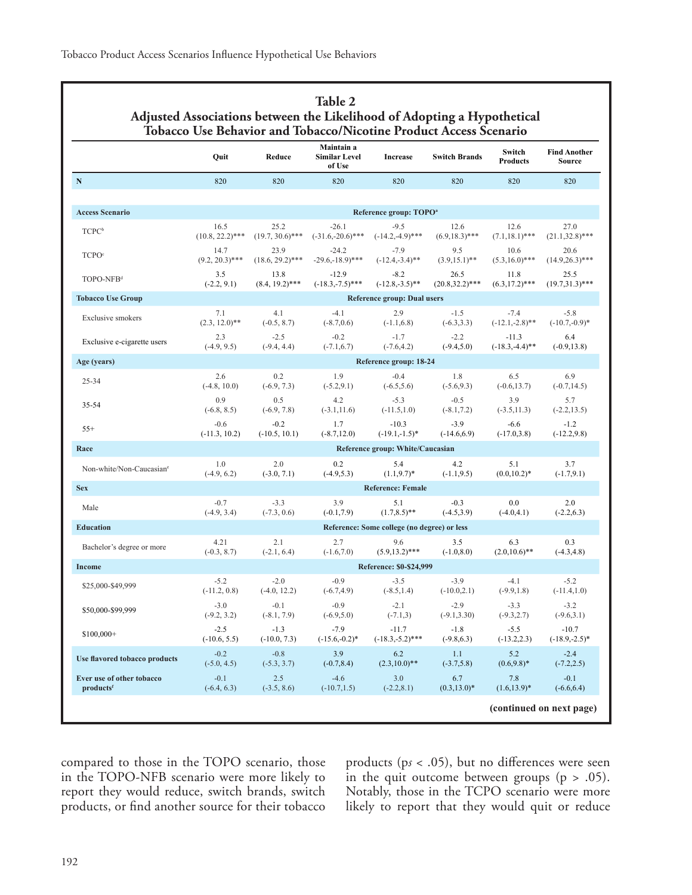**Table 2**
**Adjusted Associations between the Likelihood of Adopting a Hypothetical Tobacco Use Behavior and Tobacco/Nicotine Product Access Scenario**

| | Quit | Reduce | Maintain a Similar Level of Use | Increase | Switch Brands | Switch Products | Find Another Source |
|---|---|---|---|---|---|---|---|
| **N** | 820 | 820 | 820 | 820 | 820 | 820 | 820 |
| **Access Scenario** | Reference group: TOPO[a] | | | | | | |
| TCPC[b] | 16.5 (10.8, 22.2)*** | 25.2 (19.7, 30.6)*** | -26.1 (-31.6,-20.6)*** | -9.5 (-14.2,-4.9)*** | 12.6 (6.9,18.3)*** | 12.6 (7.1,18.1)*** | 27.0 (21.1,32.8)*** |
| TCPO[c] | 14.7 (9.2, 20.3)*** | 23.9 (18.6, 29.2)*** | -24.2 -29.6,-18.9)*** | -7.9 (-12.4,-3.4)** | 9.5 (3.9,15.1)** | 10.6 (5.3,16.0)*** | 20.6 (14.9,26.3)*** |
| TOPO-NFB[d] | 3.5 (-2.2, 9.1) | 13.8 (8.4, 19.2)*** | -12.9 (-18.3,-7.5)*** | -8.2 (-12.8,-3.5)** | 26.5 (20.8,32.2)*** | 11.8 (6.3,17.2)*** | 25.5 (19.7,31.3)*** |
| **Tobacco Use Group** | Reference group: Dual users | | | | | | |
| Exclusive smokers | 7.1 (2.3, 12.0)** | 4.1 (-0.5, 8.7) | -4.1 (-8.7,0.6) | 2.9 (-1.1,6.8) | -1.5 (-6.3,3.3) | -7.4 (-12.1,-2.8)** | -5.8 (-10.7,-0.9)* |
| Exclusive e-cigarette users | 2.3 (-4.9, 9.5) | -2.5 (-9.4, 4.4) | -0.2 (-7.1,6.7) | -1.7 (-7.6,4.2) | -2.2 (-9.4,5.0) | -11.3 (-18.3,-4.4)** | 6.4 (-0.9,13.8) |
| **Age (years)** | Reference group: 18-24 | | | | | | |
| 25-34 | 2.6 (-4.8, 10.0) | 0.2 (-6.9, 7.3) | 1.9 (-5.2,9.1) | -0.4 (-6.5,5.6) | 1.8 (-5.6,9.3) | 6.5 (-0.6,13.7) | 6.9 (-0.7,14.5) |
| 35-54 | 0.9 (-6.8, 8.5) | 0.5 (-6.9, 7.8) | 4.2 (-3.1,11.6) | -5.3 (-11.5,1.0) | -0.5 (-8.1,7.2) | 3.9 (-3.5,11.3) | 5.7 (-2.2,13.5) |
| 55+ | -0.6 (-11.3, 10.2) | -0.2 (-10.5, 10.1) | 1.7 (-8.7,12.0) | -10.3 (-19.1,-1.5)* | -3.9 (-14.6,6.9) | -6.6 (-17.0,3.8) | -1.2 (-12.2,9.8) |
| **Race** | Reference group: White/Caucasian | | | | | | |
| Non-white/Non-Caucasian[e] | 1.0 (-4.9, 6.2) | 2.0 (-3.0, 7.1) | 0.2 (-4.9,5.3) | 5.4 (1.1,9.7)* | 4.2 (-1.1,9.5) | 5.1 (0.0,10.2)* | 3.7 (-1.7,9.1) |
| **Sex** | Reference: Female | | | | | | |
| Male | -0.7 (-4.9, 3.4) | -3.3 (-7.3, 0.6) | 3.9 (-0.1,7.9) | 5.1 (1.7,8.5)** | -0.3 (-4.5,3.9) | 0.0 (-4.0,4.1) | 2.0 (-2.2,6.3) |
| **Education** | Reference: Some college (no degree) or less | | | | | | |
| Bachelor's degree or more | 4.21 (-0.3, 8.7) | 2.1 (-2.1, 6.4) | 2.7 (-1.6,7.0) | 9.6 (5.9,13.2)*** | 3.5 (-1.0,8.0) | 6.3 (2.0,10.6)** | 0.3 (-4.3,4.8) |
| **Income** | Reference: $0-$24,999 | | | | | | |
| $25,000-$49,999 | -5.2 (-11.2, 0.8) | -2.0 (-4.0, 12.2) | -0.9 (-6.7,4.9) | -3.5 (-8.5,1.4) | -3.9 (-10.0,2.1) | -4.1 (-9.9,1.8) | -5.2 (-11.4,1.0) |
| $50,000-$99,999 | -3.0 (-9.2, 3.2) | -0.1 (-8.1, 7.9) | -0.9 (-6.9,5.0) | -2.1 (-7.1,3) | -2.9 (-9.1,3.30) | -3.3 (-9.3,2.7) | -3.2 (-9.6,3.1) |
| $100,000+ | -2.5 (-10.6, 5.5) | -1.3 (-10.0, 7.3) | -7.9 (-15.6,-0.2)* | -11.7 (-18.3,-5.2)*** | -1.8 (-9.8,6.3) | -5.5 (-13.2,2.3) | -10.7 (-18.9,-2.5)* |
| **Use flavored tobacco products** | -0.2 (-5.0, 4.5) | -0.8 (-5.3, 3.7) | 3.9 (-0.7,8.4) | 6.2 (2.3,10.0)** | 1.1 (-3.7,5.8) | 5.2 (0.6,9.8)* | -2.4 (-7.2,2.5) |
| **Ever use of other tobacco products[f]** | -0.1 (-6.4, 6.3) | 2.5 (-3.5, 8.6) | -4.6 (-10.7,1.5) | 3.0 (-2.2,8.1) | 6.7 (0.3,13.0)* | 7.8 (1.6,13.9)* | -0.1 (-6.6,6.4) |

**(continued on next page)**

compared to those in the TOPO scenario, those in the TOPO-NFB scenario were more likely to report they would reduce, switch brands, switch products, or find another source for their tobacco products ($ps < .05$), but no differences were seen in the quit outcome between groups ($p > .05$). Notably, those in the TCPO scenario were more likely to report that they would quit or reduce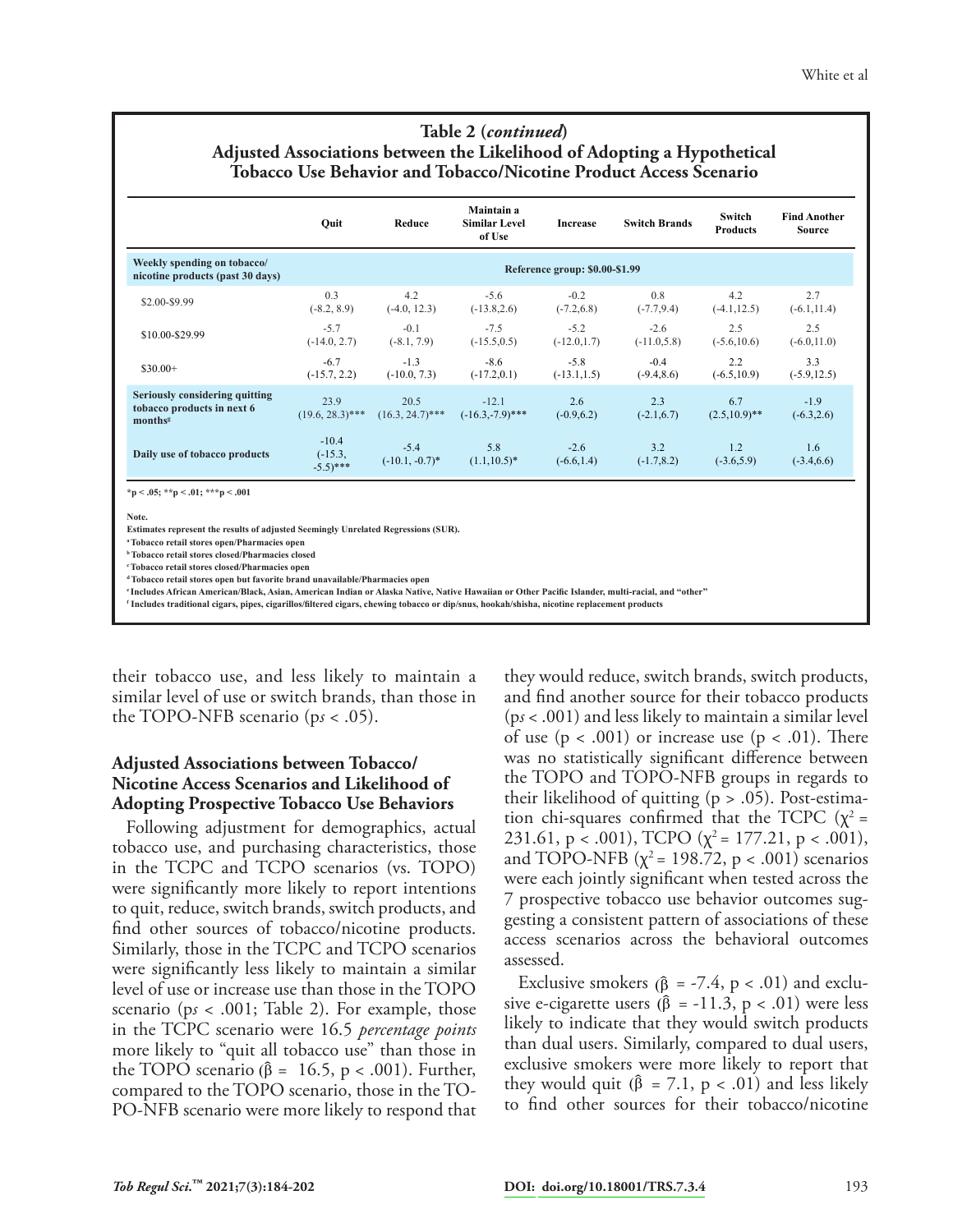**Table 2 (*continued*)**
**Adjusted Associations between the Likelihood of Adopting a Hypothetical Tobacco Use Behavior and Tobacco/Nicotine Product Access Scenario**

| | Quit | Reduce | Maintain a Similar Level of Use | Increase | Switch Brands | Switch Products | Find Another Source |
|---|---|---|---|---|---|---|---|
| **Weekly spending on tobacco/ nicotine products (past 30 days)** | **Reference group: $0.00-$1.99** | | | | | | |
| $2.00-$9.99 | 0.3 (-8.2, 8.9) | 4.2 (-4.0, 12.3) | -5.6 (-13.8,2.6) | -0.2 (-7.2,6.8) | 0.8 (-7.7,9.4) | 4.2 (-4.1,12.5) | 2.7 (-6.1,11.4) |
| $10.00-$29.99 | -5.7 (-14.0, 2.7) | -0.1 (-8.1, 7.9) | -7.5 (-15.5,0.5) | -5.2 (-12.0,1.7) | -2.6 (-11.0,5.8) | 2.5 (-5.6,10.6) | 2.5 (-6.0,11.0) |
| $30.00+ | -6.7 (-15.7, 2.2) | -1.3 (-10.0, 7.3) | -8.6 (-17.2,0.1) | -5.8 (-13.1,1.5) | -0.4 (-9.4,8.6) | 2.2 (-6.5,10.9) | 3.3 (-5.9,12.5) |
| **Seriously considering quitting tobacco products in next 6 months[g]** | 23.9 (19.6, 28.3)*** | 20.5 (16.3, 24.7)*** | -12.1 (-16.3,-7.9)*** | 2.6 (-0.9,6.2) | 2.3 (-2.1,6.7) | 6.7 (2.5,10.9)** | -1.9 (-6.3,2.6) |
| **Daily use of tobacco products** | -10.4 (-15.3, -5.5)*** | -5.4 (-10.1, -0.7)* | 5.8 (1.1,10.5)* | -2.6 (-6.6,1.4) | 3.2 (-1.7,8.2) | 1.2 (-3.6,5.9) | 1.6 (-3.4,6.6) |

*p < .05; **p < .01; ***p < .001

Note.
Estimates represent the results of adjusted Seemingly Unrelated Regressions (SUR).
[a] Tobacco retail stores open/Pharmacies open
[b] Tobacco retail stores closed/Pharmacies closed
[c] Tobacco retail stores closed/Pharmacies open
[d] Tobacco retail stores open but favorite brand unavailable/Pharmacies open
[e] Includes African American/Black, Asian, American Indian or Alaska Native, Native Hawaiian or Other Pacific Islander, multi-racial, and "other"
[f] Includes traditional cigars, pipes, cigarillos/filtered cigars, chewing tobacco or dip/snus, hookah/shisha, nicotine replacement products

their tobacco use, and less likely to maintain a similar level of use or switch brands, than those in the TOPO-NFB scenario (p*s* < .05).

### Adjusted Associations between Tobacco/ Nicotine Access Scenarios and Likelihood of Adopting Prospective Tobacco Use Behaviors

Following adjustment for demographics, actual tobacco use, and purchasing characteristics, those in the TCPC and TCPO scenarios (vs. TOPO) were significantly more likely to report intentions to quit, reduce, switch brands, switch products, and find other sources of tobacco/nicotine products. Similarly, those in the TCPC and TCPO scenarios were significantly less likely to maintain a similar level of use or increase use than those in the TOPO scenario (p*s* < .001; Table 2). For example, those in the TCPC scenario were 16.5 *percentage points* more likely to "quit all tobacco use" than those in the TOPO scenario ($\hat{\beta}$ = 16.5, p < .001). Further, compared to the TOPO scenario, those in the TOPO-NFB scenario were more likely to respond that they would reduce, switch brands, switch products, and find another source for their tobacco products (p*s* < .001) and less likely to maintain a similar level of use (p < .001) or increase use (p < .01). There was no statistically significant difference between the TOPO and TOPO-NFB groups in regards to their likelihood of quitting (p > .05). Post-estimation chi-squares confirmed that the TCPC ($\chi^2$ = 231.61, p < .001), TCPO ($\chi^2$ = 177.21, p < .001), and TOPO-NFB ($\chi^2$ = 198.72, p < .001) scenarios were each jointly significant when tested across the 7 prospective tobacco use behavior outcomes suggesting a consistent pattern of associations of these access scenarios across the behavioral outcomes assessed.

Exclusive smokers ($\hat{\beta}$ = -7.4, p < .01) and exclusive e-cigarette users ($\hat{\beta}$ = -11.3, p < .01) were less likely to indicate that they would switch products than dual users. Similarly, compared to dual users, exclusive smokers were more likely to report that they would quit ($\hat{\beta}$ = 7.1, p < .01) and less likely to find other sources for their tobacco/nicotine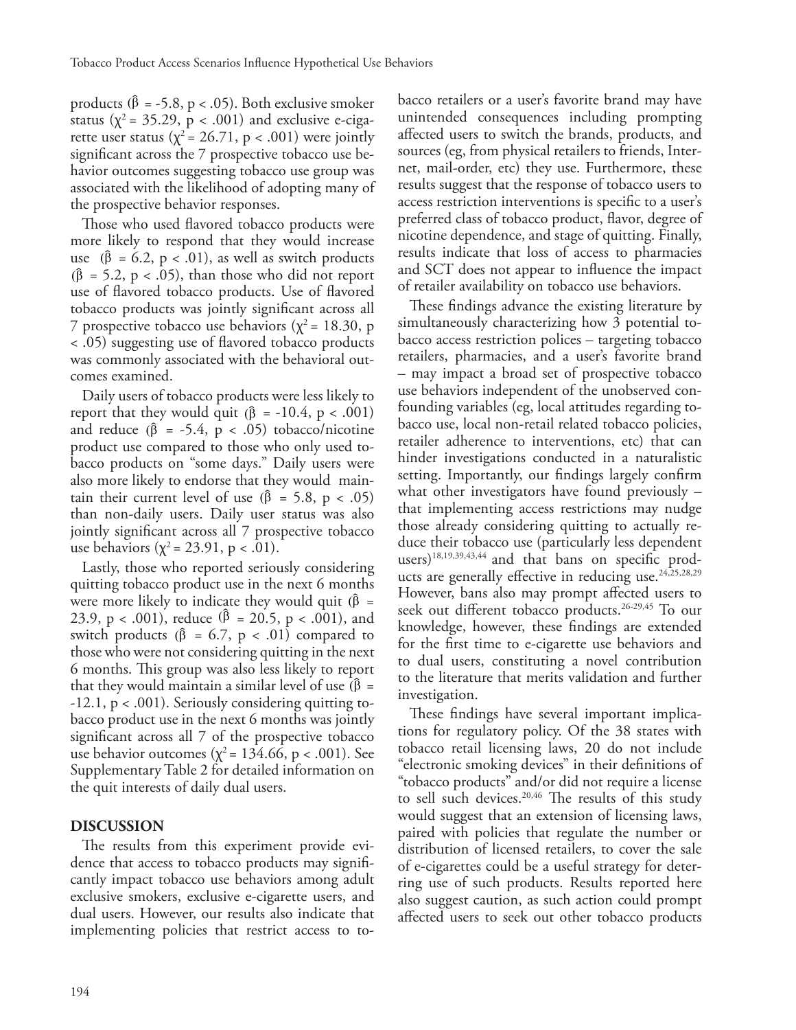products ($\hat{\beta}$ = -5.8, $p < .05$). Both exclusive smoker status ($\chi^2$ = 35.29, $p < .001$) and exclusive e-cigarette user status ($\chi^2$ = 26.71, $p < .001$) were jointly significant across the 7 prospective tobacco use behavior outcomes suggesting tobacco use group was associated with the likelihood of adopting many of the prospective behavior responses.

Those who used flavored tobacco products were more likely to respond that they would increase use ($\hat{\beta}$ = 6.2, $p < .01$), as well as switch products ($\hat{\beta}$ = 5.2, $p < .05$), than those who did not report use of flavored tobacco products. Use of flavored tobacco products was jointly significant across all 7 prospective tobacco use behaviors ($\chi^2$ = 18.30, $p < .05$) suggesting use of flavored tobacco products was commonly associated with the behavioral outcomes examined.

Daily users of tobacco products were less likely to report that they would quit ($\hat{\beta}$ = -10.4, $p < .001$) and reduce ($\hat{\beta}$ = -5.4, $p < .05$) tobacco/nicotine product use compared to those who only used tobacco products on "some days." Daily users were also more likely to endorse that they would maintain their current level of use ($\hat{\beta}$ = 5.8, $p < .05$) than non-daily users. Daily user status was also jointly significant across all 7 prospective tobacco use behaviors ($\chi^2$ = 23.91, $p < .01$).

Lastly, those who reported seriously considering quitting tobacco product use in the next 6 months were more likely to indicate they would quit ($\hat{\beta}$ = 23.9, $p < .001$), reduce ($\hat{\beta}$ = 20.5, $p < .001$), and switch products ($\hat{\beta}$ = 6.7, $p < .01$) compared to those who were not considering quitting in the next 6 months. This group was also less likely to report that they would maintain a similar level of use ($\hat{\beta}$ = -12.1, $p < .001$). Seriously considering quitting tobacco product use in the next 6 months was jointly significant across all 7 of the prospective tobacco use behavior outcomes ($\chi^2$ = 134.66, $p < .001$). See Supplementary Table 2 for detailed information on the quit interests of daily dual users.

## DISCUSSION

The results from this experiment provide evidence that access to tobacco products may significantly impact tobacco use behaviors among adult exclusive smokers, exclusive e-cigarette users, and dual users. However, our results also indicate that implementing policies that restrict access to tobacco retailers or a user's favorite brand may have unintended consequences including prompting affected users to switch the brands, products, and sources (eg, from physical retailers to friends, Internet, mail-order, etc) they use. Furthermore, these results suggest that the response of tobacco users to access restriction interventions is specific to a user's preferred class of tobacco product, flavor, degree of nicotine dependence, and stage of quitting. Finally, results indicate that loss of access to pharmacies and SCT does not appear to influence the impact of retailer availability on tobacco use behaviors.

These findings advance the existing literature by simultaneously characterizing how 3 potential tobacco access restriction polices – targeting tobacco retailers, pharmacies, and a user's favorite brand – may impact a broad set of prospective tobacco use behaviors independent of the unobserved confounding variables (eg, local attitudes regarding tobacco use, local non-retail related tobacco policies, retailer adherence to interventions, etc) that can hinder investigations conducted in a naturalistic setting. Importantly, our findings largely confirm what other investigators have found previously – that implementing access restrictions may nudge those already considering quitting to actually reduce their tobacco use (particularly less dependent users)[18,19,39,43,44] and that bans on specific products are generally effective in reducing use.[24,25,28,29] However, bans also may prompt affected users to seek out different tobacco products.[26-29,45] To our knowledge, however, these findings are extended for the first time to e-cigarette use behaviors and to dual users, constituting a novel contribution to the literature that merits validation and further investigation.

These findings have several important implications for regulatory policy. Of the 38 states with tobacco retail licensing laws, 20 do not include "electronic smoking devices" in their definitions of "tobacco products" and/or did not require a license to sell such devices.[20,46] The results of this study would suggest that an extension of licensing laws, paired with policies that regulate the number or distribution of licensed retailers, to cover the sale of e-cigarettes could be a useful strategy for deterring use of such products. Results reported here also suggest caution, as such action could prompt affected users to seek out other tobacco products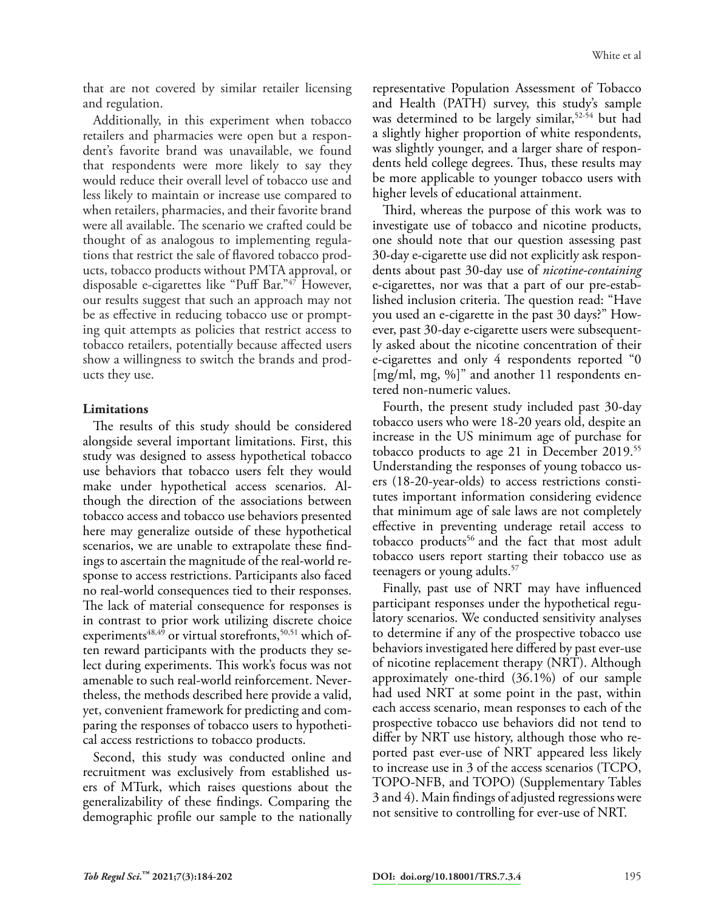that are not covered by similar retailer licensing and regulation.

Additionally, in this experiment when tobacco retailers and pharmacies were open but a respondent's favorite brand was unavailable, we found that respondents were more likely to say they would reduce their overall level of tobacco use and less likely to maintain or increase use compared to when retailers, pharmacies, and their favorite brand were all available. The scenario we crafted could be thought of as analogous to implementing regulations that restrict the sale of flavored tobacco products, tobacco products without PMTA approval, or disposable e-cigarettes like "Puff Bar."[47] However, our results suggest that such an approach may not be as effective in reducing tobacco use or prompting quit attempts as policies that restrict access to tobacco retailers, potentially because affected users show a willingness to switch the brands and products they use.

**Limitations**

The results of this study should be considered alongside several important limitations. First, this study was designed to assess hypothetical tobacco use behaviors that tobacco users felt they would make under hypothetical access scenarios. Although the direction of the associations between tobacco access and tobacco use behaviors presented here may generalize outside of these hypothetical scenarios, we are unable to extrapolate these findings to ascertain the magnitude of the real-world response to access restrictions. Participants also faced no real-world consequences tied to their responses. The lack of material consequence for responses is in contrast to prior work utilizing discrete choice experiments[48,49] or virtual storefronts,[50,51] which often reward participants with the products they select during experiments. This work's focus was not amenable to such real-world reinforcement. Nevertheless, the methods described here provide a valid, yet, convenient framework for predicting and comparing the responses of tobacco users to hypothetical access restrictions to tobacco products.

Second, this study was conducted online and recruitment was exclusively from established users of MTurk, which raises questions about the generalizability of these findings. Comparing the demographic profile our sample to the nationally representative Population Assessment of Tobacco and Health (PATH) survey, this study's sample was determined to be largely similar,[52-54] but had a slightly higher proportion of white respondents, was slightly younger, and a larger share of respondents held college degrees. Thus, these results may be more applicable to younger tobacco users with higher levels of educational attainment.

Third, whereas the purpose of this work was to investigate use of tobacco and nicotine products, one should note that our question assessing past 30-day e-cigarette use did not explicitly ask respondents about past 30-day use of *nicotine-containing* e-cigarettes, nor was that a part of our pre-established inclusion criteria. The question read: "Have you used an e-cigarette in the past 30 days?" However, past 30-day e-cigarette users were subsequently asked about the nicotine concentration of their e-cigarettes and only 4 respondents reported "0 [mg/ml, mg, %]" and another 11 respondents entered non-numeric values.

Fourth, the present study included past 30-day tobacco users who were 18-20 years old, despite an increase in the US minimum age of purchase for tobacco products to age 21 in December 2019.[55] Understanding the responses of young tobacco users (18-20-year-olds) to access restrictions constitutes important information considering evidence that minimum age of sale laws are not completely effective in preventing underage retail access to tobacco products[56] and the fact that most adult tobacco users report starting their tobacco use as teenagers or young adults.[57]

Finally, past use of NRT may have influenced participant responses under the hypothetical regulatory scenarios. We conducted sensitivity analyses to determine if any of the prospective tobacco use behaviors investigated here differed by past ever-use of nicotine replacement therapy (NRT). Although approximately one-third (36.1%) of our sample had used NRT at some point in the past, within each access scenario, mean responses to each of the prospective tobacco use behaviors did not tend to differ by NRT use history, although those who reported past ever-use of NRT appeared less likely to increase use in 3 of the access scenarios (TCPO, TOPO-NFB, and TOPO) (Supplementary Tables 3 and 4). Main findings of adjusted regressions were not sensitive to controlling for ever-use of NRT.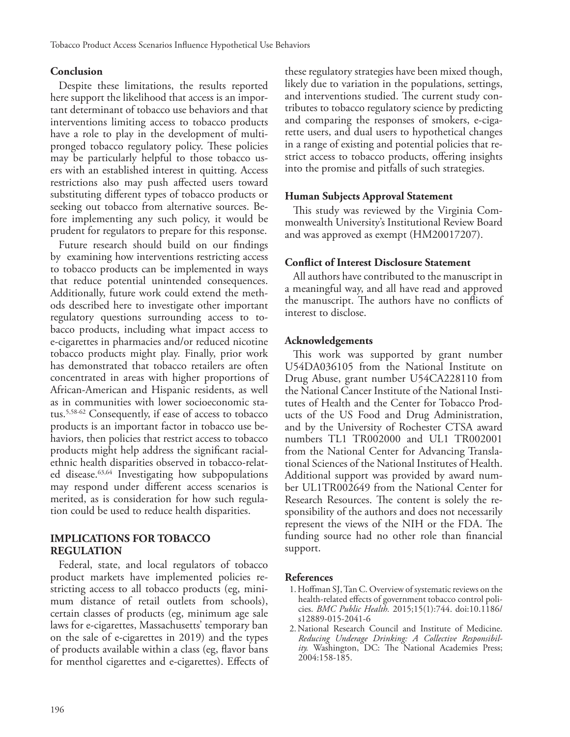## Conclusion

Despite these limitations, the results reported here support the likelihood that access is an important determinant of tobacco use behaviors and that interventions limiting access to tobacco products have a role to play in the development of multi-pronged tobacco regulatory policy. These policies may be particularly helpful to those tobacco users with an established interest in quitting. Access restrictions also may push affected users toward substituting different types of tobacco products or seeking out tobacco from alternative sources. Before implementing any such policy, it would be prudent for regulators to prepare for this response.

Future research should build on our findings by examining how interventions restricting access to tobacco products can be implemented in ways that reduce potential unintended consequences. Additionally, future work could extend the methods described here to investigate other important regulatory questions surrounding access to tobacco products, including what impact access to e-cigarettes in pharmacies and/or reduced nicotine tobacco products might play. Finally, prior work has demonstrated that tobacco retailers are often concentrated in areas with higher proportions of African-American and Hispanic residents, as well as in communities with lower socioeconomic status.[5,58-62] Consequently, if ease of access to tobacco products is an important factor in tobacco use behaviors, then policies that restrict access to tobacco products might help address the significant racial-ethnic health disparities observed in tobacco-related disease.[63,64] Investigating how subpopulations may respond under different access scenarios is merited, as is consideration for how such regulation could be used to reduce health disparities.

## IMPLICATIONS FOR TOBACCO REGULATION

Federal, state, and local regulators of tobacco product markets have implemented policies restricting access to all tobacco products (eg, minimum distance of retail outlets from schools), certain classes of products (eg, minimum age sale laws for e-cigarettes, Massachusetts' temporary ban on the sale of e-cigarettes in 2019) and the types of products available within a class (eg, flavor bans for menthol cigarettes and e-cigarettes). Effects of these regulatory strategies have been mixed though, likely due to variation in the populations, settings, and interventions studied. The current study contributes to tobacco regulatory science by predicting and comparing the responses of smokers, e-cigarette users, and dual users to hypothetical changes in a range of existing and potential policies that restrict access to tobacco products, offering insights into the promise and pitfalls of such strategies.

### Human Subjects Approval Statement

This study was reviewed by the Virginia Commonwealth University's Institutional Review Board and was approved as exempt (HM20017207).

### Conflict of Interest Disclosure Statement

All authors have contributed to the manuscript in a meaningful way, and all have read and approved the manuscript. The authors have no conflicts of interest to disclose.

### Acknowledgements

This work was supported by grant number U54DA036105 from the National Institute on Drug Abuse, grant number U54CA228110 from the National Cancer Institute of the National Institutes of Health and the Center for Tobacco Products of the US Food and Drug Administration, and by the University of Rochester CTSA award numbers TL1 TR002000 and UL1 TR002001 from the National Center for Advancing Translational Sciences of the National Institutes of Health. Additional support was provided by award number UL1TR002649 from the National Center for Research Resources. The content is solely the responsibility of the authors and does not necessarily represent the views of the NIH or the FDA. The funding source had no other role than financial support.

### References

1. Hoffman SJ, Tan C. Overview of systematic reviews on the health-related effects of government tobacco control policies. *BMC Public Health.* 2015;15(1):744. doi:10.1186/s12889-015-2041-6
2. National Research Council and Institute of Medicine. *Reducing Underage Drinking: A Collective Responsibility.* Washington, DC: The National Academies Press; 2004:158-185.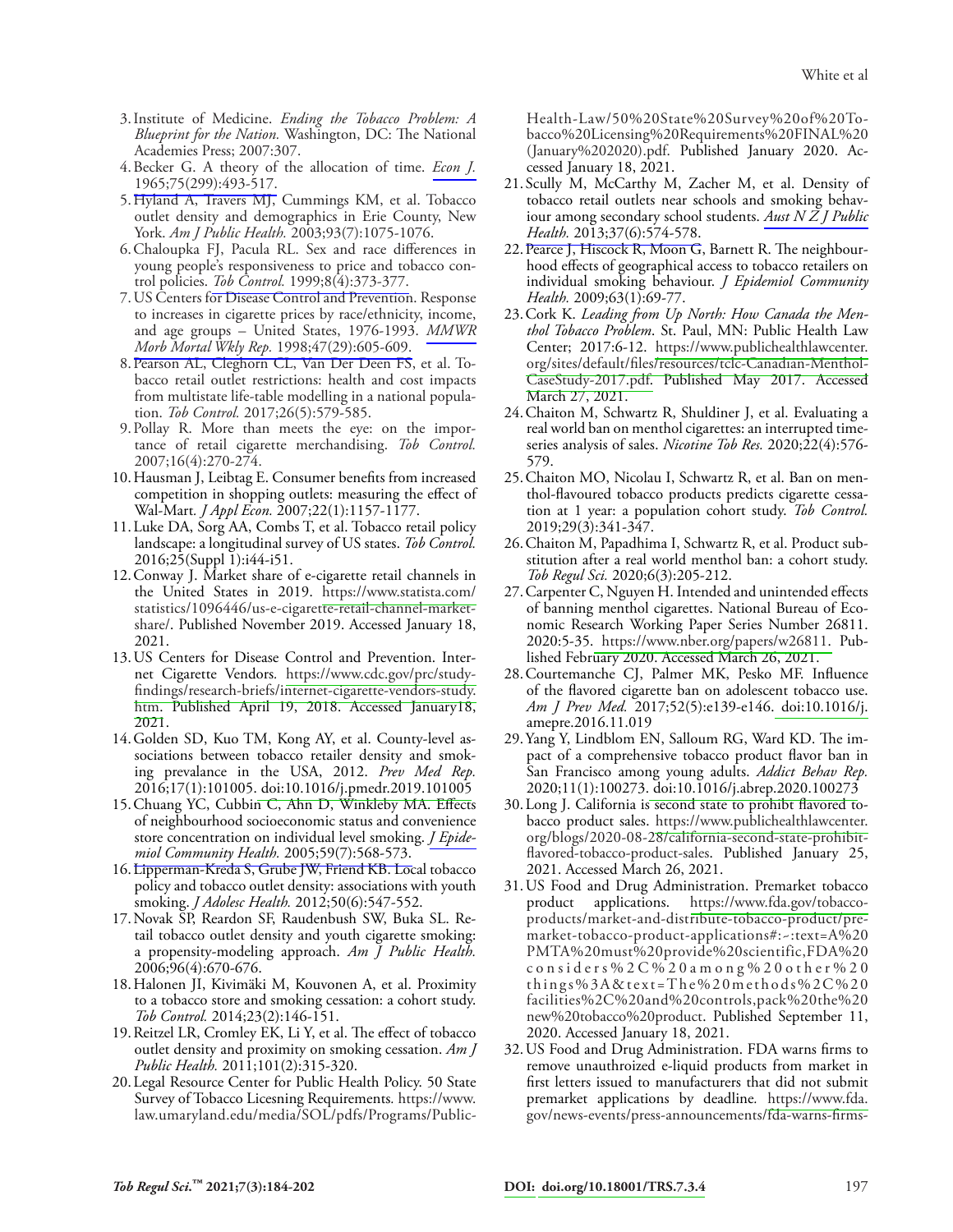3. Institute of Medicine. *Ending the Tobacco Problem: A Blueprint for the Nation.* Washington, DC: The National Academies Press; 2007:307.
4. Becker G. A theory of the allocation of time. *Econ J.* 1965;75(299):493-517.
5. Hyland A, Travers MJ, Cummings KM, et al. Tobacco outlet density and demographics in Erie County, New York. *Am J Public Health.* 2003;93(7):1075-1076.
6. Chaloupka FJ, Pacula RL. Sex and race differences in young people's responsiveness to price and tobacco control policies. *Tob Control.* 1999;8(4):373-377.
7. US Centers for Disease Control and Prevention. Response to increases in cigarette prices by race/ethnicity, income, and age groups – United States, 1976-1993. *MMWR Morb Mortal Wkly Rep.* 1998;47(29):605-609.
8. Pearson AL, Cleghorn CL, Van Der Deen FS, et al. Tobacco retail outlet restrictions: health and cost impacts from multistate life-table modelling in a national population. *Tob Control.* 2017;26(5):579-585.
9. Pollay R. More than meets the eye: on the importance of retail cigarette merchandising. *Tob Control.* 2007;16(4):270-274.
10. Hausman J, Leibtag E. Consumer benefits from increased competition in shopping outlets: measuring the effect of Wal-Mart. *J Appl Econ.* 2007;22(1):1157-1177.
11. Luke DA, Sorg AA, Combs T, et al. Tobacco retail policy landscape: a longitudinal survey of US states. *Tob Control.* 2016;25(Suppl 1):i44-i51.
12. Conway J. Market share of e-cigarette retail channels in the United States in 2019. https://www.statista.com/statistics/1096446/us-e-cigarette-retail-channel-market-share/. Published November 2019. Accessed January 18, 2021.
13. US Centers for Disease Control and Prevention. Internet Cigarette Vendors. https://www.cdc.gov/prc/study-findings/research-briefs/internet-cigarette-vendors-study.htm. Published April 19, 2018. Accessed January18, 2021.
14. Golden SD, Kuo TM, Kong AY, et al. County-level associations between tobacco retailer density and smoking prevalance in the USA, 2012. *Prev Med Rep.* 2016;17(1):101005. doi:10.1016/j.pmedr.2019.101005
15. Chuang YC, Cubbin C, Ahn D, Winkleby MA. Effects of neighbourhood socioeconomic status and convenience store concentration on individual level smoking. *J Epidemiol Community Health.* 2005;59(7):568-573.
16. Lipperman-Kreda S, Grube JW, Friend KB. Local tobacco policy and tobacco outlet density: associations with youth smoking. *J Adolesc Health.* 2012;50(6):547-552.
17. Novak SP, Reardon SF, Raudenbush SW, Buka SL. Retail tobacco outlet density and youth cigarette smoking: a propensity-modeling approach. *Am J Public Health.* 2006;96(4):670-676.
18. Halonen JI, Kivimäki M, Kouvonen A, et al. Proximity to a tobacco store and smoking cessation: a cohort study. *Tob Control.* 2014;23(2):146-151.
19. Reitzel LR, Cromley EK, Li Y, et al. The effect of tobacco outlet density and proximity on smoking cessation. *Am J Public Health.* 2011;101(2):315-320.
20. Legal Resource Center for Public Health Policy. 50 State Survey of Tobacco Licesning Requirements. https://www.law.umaryland.edu/media/SOL/pdfs/Programs/Public-Health-Law/50%20State%20Survey%20of%20Tobacco%20Licensing%20Requirements%20FINAL%20(January%202020).pdf. Published January 2020. Accessed January 18, 2021.
21. Scully M, McCarthy M, Zacher M, et al. Density of tobacco retail outlets near schools and smoking behaviour among secondary school students. *Aust N Z J Public Health.* 2013;37(6):574-578.
22. Pearce J, Hiscock R, Moon G, Barnett R. The neighbourhood effects of geographical access to tobacco retailers on individual smoking behaviour. *J Epidemiol Community Health.* 2009;63(1):69-77.
23. Cork K. *Leading from Up North: How Canada the Menthol Tobacco Problem*. St. Paul, MN: Public Health Law Center; 2017:6-12. https://www.publichealthlawcenter.org/sites/default/files/resources/tclc-Canadian-Menthol-CaseStudy-2017.pdf. Published May 2017. Accessed March 27, 2021.
24. Chaiton M, Schwartz R, Shuldiner J, et al. Evaluating a real world ban on menthol cigarettes: an interrupted time-series analysis of sales. *Nicotine Tob Res.* 2020;22(4):576-579.
25. Chaiton MO, Nicolau I, Schwartz R, et al. Ban on menthol-flavoured tobacco products predicts cigarette cessation at 1 year: a population cohort study. *Tob Control.* 2019;29(3):341-347.
26. Chaiton M, Papadhima I, Schwartz R, et al. Product substitution after a real world menthol ban: a cohort study. *Tob Regul Sci.* 2020;6(3):205-212.
27. Carpenter C, Nguyen H. Intended and unintended effects of banning menthol cigarettes. National Bureau of Economic Research Working Paper Series Number 26811. 2020:5-35. https://www.nber.org/papers/w26811. Published February 2020. Accessed March 26, 2021.
28. Courtemanche CJ, Palmer MK, Pesko MF. Influence of the flavored cigarette ban on adolescent tobacco use. *Am J Prev Med.* 2017;52(5):e139-e146. doi:10.1016/j.amepre.2016.11.019
29. Yang Y, Lindblom EN, Salloum RG, Ward KD. The impact of a comprehensive tobacco product flavor ban in San Francisco among young adults. *Addict Behav Rep.* 2020;11(1):100273. doi:10.1016/j.abrep.2020.100273
30. Long J. California is second state to prohibt flavored tobacco product sales. https://www.publichealthlawcenter.org/blogs/2020-08-28/california-second-state-prohibit-flavored-tobacco-product-sales. Published January 25, 2021. Accessed March 26, 2021.
31. US Food and Drug Administration. Premarket tobacco product applications. https://www.fda.gov/tobacco-products/market-and-distribute-tobacco-product/premarket-tobacco-product-applications#:~:text=A%20PMTA%20must%20provide%20scientific,FDA%20considers%2C%20among%20other%20things%3A&text=The%20methods%2C%20facilities%2C%20and%20controls,pack%20the%20new%20tobacco%20product. Published September 11, 2020. Accessed January 18, 2021.
32. US Food and Drug Administration. FDA warns firms to remove unauthroized e-liquid products from market in first letters issued to manufacturers that did not submit premarket applications by deadline. https://www.fda.gov/news-events/press-announcements/fda-warns-firms-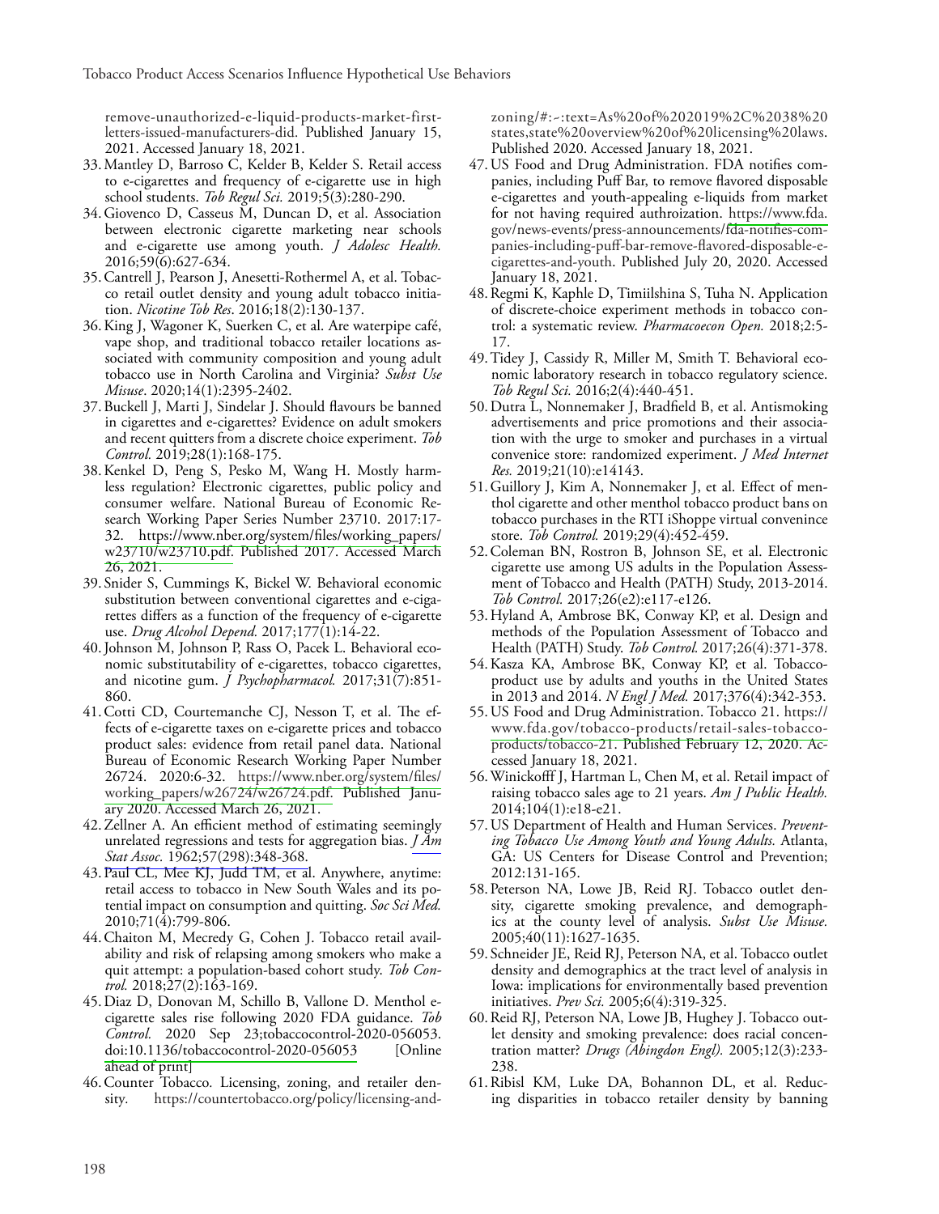remove-unauthorized-e-liquid-products-market-first-letters-issued-manufacturers-did. Published January 15, 2021. Accessed January 18, 2021.

33. Mantley D, Barroso C, Kelder B, Kelder S. Retail access to e-cigarettes and frequency of e-cigarette use in high school students. *Tob Regul Sci.* 2019;5(3):280-290.
34. Giovenco D, Casseus M, Duncan D, et al. Association between electronic cigarette marketing near schools and e-cigarette use among youth. *J Adolesc Health.* 2016;59(6):627-634.
35. Cantrell J, Pearson J, Anesetti-Rothermel A, et al. Tobacco retail outlet density and young adult tobacco initiation. *Nicotine Tob Res*. 2016;18(2):130-137.
36. King J, Wagoner K, Suerken C, et al. Are waterpipe café, vape shop, and traditional tobacco retailer locations associated with community composition and young adult tobacco use in North Carolina and Virginia? *Subst Use Misuse*. 2020;14(1):2395-2402.
37. Buckell J, Marti J, Sindelar J. Should flavours be banned in cigarettes and e-cigarettes? Evidence on adult smokers and recent quitters from a discrete choice experiment. *Tob Control.* 2019;28(1):168-175.
38. Kenkel D, Peng S, Pesko M, Wang H. Mostly harmless regulation? Electronic cigarettes, public policy and consumer welfare. National Bureau of Economic Research Working Paper Series Number 23710. 2017:17-32. https://www.nber.org/system/files/working_papers/w23710/w23710.pdf. Published 2017. Accessed March 26, 2021.
39. Snider S, Cummings K, Bickel W. Behavioral economic substitution between conventional cigarettes and e-cigarettes differs as a function of the frequency of e-cigarette use. *Drug Alcohol Depend.* 2017;177(1):14-22.
40. Johnson M, Johnson P, Rass O, Pacek L. Behavioral economic substitutability of e-cigarettes, tobacco cigarettes, and nicotine gum. *J Psychopharmacol.* 2017;31(7):851-860.
41. Cotti CD, Courtemanche CJ, Nesson T, et al. The effects of e-cigarette taxes on e-cigarette prices and tobacco product sales: evidence from retail panel data. National Bureau of Economic Research Working Paper Number 26724. 2020:6-32. https://www.nber.org/system/files/working_papers/w26724/w26724.pdf. Published January 2020. Accessed March 26, 2021.
42. Zellner A. An efficient method of estimating seemingly unrelated regressions and tests for aggregation bias. *J Am Stat Assoc.* 1962;57(298):348-368.
43. Paul CL, Mee KJ, Judd TM, et al. Anywhere, anytime: retail access to tobacco in New South Wales and its potential impact on consumption and quitting. *Soc Sci Med.* 2010;71(4):799-806.
44. Chaiton M, Mecredy G, Cohen J. Tobacco retail availability and risk of relapsing among smokers who make a quit attempt: a population-based cohort study. *Tob Control.* 2018;27(2):163-169.
45. Diaz D, Donovan M, Schillo B, Vallone D. Menthol e-cigarette sales rise following 2020 FDA guidance. *Tob Control.* 2020 Sep 23;tobaccocontrol-2020-056053. doi:10.1136/tobaccocontrol-2020-056053 [Online ahead of print]
46. Counter Tobacco. Licensing, zoning, and retailer density. https://countertobacco.org/policy/licensing-and-zoning/#:~:text=As%20of%202019%2C%2038%20states,state%20overview%20of%20licensing%20laws. Published 2020. Accessed January 18, 2021.
47. US Food and Drug Administration. FDA notifies companies, including Puff Bar, to remove flavored disposable e-cigarettes and youth-appealing e-liquids from market for not having required authroization. https://www.fda.gov/news-events/press-announcements/fda-notifies-companies-including-puff-bar-remove-flavored-disposable-e-cigarettes-and-youth. Published July 20, 2020. Accessed January 18, 2021.
48. Regmi K, Kaphle D, Timiilshina S, Tuha N. Application of discrete-choice experiment methods in tobacco control: a systematic review. *Pharmacoecon Open.* 2018;2:5-17.
49. Tidey J, Cassidy R, Miller M, Smith T. Behavioral economic laboratory research in tobacco regulatory science. *Tob Regul Sci.* 2016;2(4):440-451.
50. Dutra L, Nonnemaker J, Bradfield B, et al. Antismoking advertisements and price promotions and their association with the urge to smoker and purchases in a virtual convenice store: randomized experiment. *J Med Internet Res.* 2019;21(10):e14143.
51. Guillory J, Kim A, Nonnemaker J, et al. Effect of menthol cigarette and other menthol tobacco product bans on tobacco purchases in the RTI iShoppe virtual conveninece store. *Tob Control.* 2019;29(4):452-459.
52. Coleman BN, Rostron B, Johnson SE, et al. Electronic cigarette use among US adults in the Population Assessment of Tobacco and Health (PATH) Study, 2013-2014. *Tob Control.* 2017;26(e2):e117-e126.
53. Hyland A, Ambrose BK, Conway KP, et al. Design and methods of the Population Assessment of Tobacco and Health (PATH) Study. *Tob Control.* 2017;26(4):371-378.
54. Kasza KA, Ambrose BK, Conway KP, et al. Tobacco-product use by adults and youths in the United States in 2013 and 2014. *N Engl J Med.* 2017;376(4):342-353.
55. US Food and Drug Administration. Tobacco 21. https://www.fda.gov/tobacco-products/retail-sales-tobacco-products/tobacco-21. Published February 12, 2020. Accessed January 18, 2021.
56. Winickofff J, Hartman L, Chen M, et al. Retail impact of raising tobacco sales age to 21 years. *Am J Public Health.* 2014;104(1):e18-e21.
57. US Department of Health and Human Services. *Preventing Tobacco Use Among Youth and Young Adults.* Atlanta, GA: US Centers for Disease Control and Prevention; 2012:131-165.
58. Peterson NA, Lowe JB, Reid RJ. Tobacco outlet density, cigarette smoking prevalence, and demographics at the county level of analysis. *Subst Use Misuse.* 2005;40(11):1627-1635.
59. Schneider JE, Reid RJ, Peterson NA, et al. Tobacco outlet density and demographics at the tract level of analysis in Iowa: implications for environmentally based prevention initiatives. *Prev Sci.* 2005;6(4):319-325.
60. Reid RJ, Peterson NA, Lowe JB, Hughey J. Tobacco outlet density and smoking prevalence: does racial concentration matter? *Drugs (Abingdon Engl).* 2005;12(3):233-238.
61. Ribisl KM, Luke DA, Bohannon DL, et al. Reducing disparities in tobacco retailer density by banning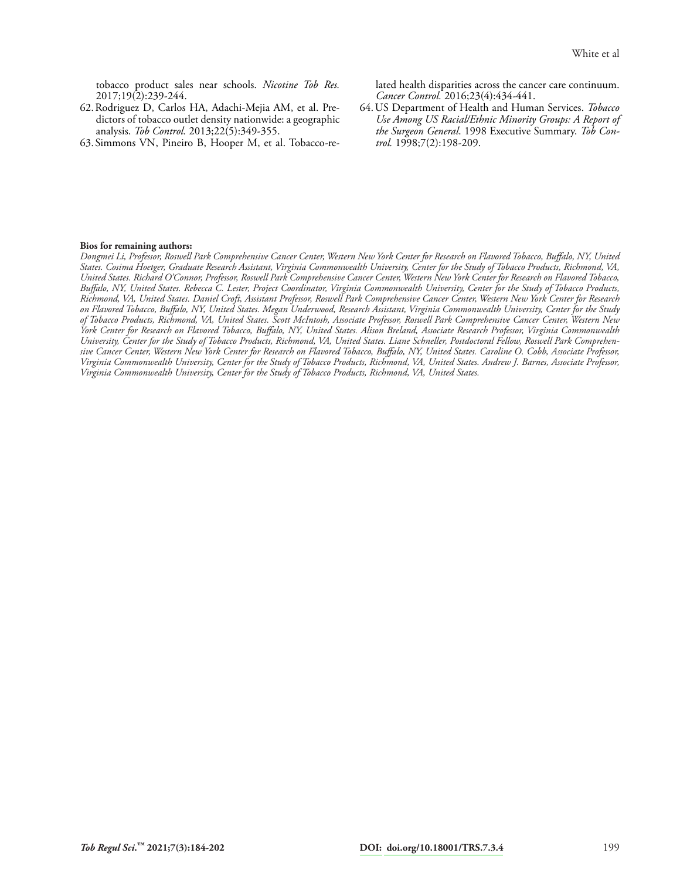tobacco product sales near schools. *Nicotine Tob Res.* 2017;19(2):239-244.

62. Rodriguez D, Carlos HA, Adachi-Mejia AM, et al. Predictors of tobacco outlet density nationwide: a geographic analysis. *Tob Control.* 2013;22(5):349-355.
63. Simmons VN, Pineiro B, Hooper M, et al. Tobacco-related health disparities across the cancer care continuum. *Cancer Control.* 2016;23(4):434-441.
64. US Department of Health and Human Services. *Tobacco Use Among US Racial/Ethnic Minority Groups: A Report of the Surgeon General*. 1998 Executive Summary. *Tob Control.* 1998;7(2):198-209.

**Bios for remaining authors:**

*Dongmei Li, Professor, Roswell Park Comprehensive Cancer Center, Western New York Center for Research on Flavored Tobacco, Buffalo, NY, United States. Cosima Hoetger, Graduate Research Assistant, Virginia Commonwealth University, Center for the Study of Tobacco Products, Richmond, VA, United States. Richard O'Connor, Professor, Roswell Park Comprehensive Cancer Center, Western New York Center for Research on Flavored Tobacco, Buffalo, NY, United States. Rebecca C. Lester, Project Coordinator, Virginia Commonwealth University, Center for the Study of Tobacco Products, Richmond, VA, United States. Daniel Croft, Assistant Professor, Roswell Park Comprehensive Cancer Center, Western New York Center for Research on Flavored Tobacco, Buffalo, NY, United States. Megan Underwood, Research Assistant, Virginia Commonwealth University, Center for the Study of Tobacco Products, Richmond, VA, United States. Scott McIntosh, Associate Professor, Roswell Park Comprehensive Cancer Center, Western New York Center for Research on Flavored Tobacco, Buffalo, NY, United States. Alison Breland, Associate Research Professor, Virginia Commonwealth University, Center for the Study of Tobacco Products, Richmond, VA, United States. Liane Schneller, Postdoctoral Fellow, Roswell Park Comprehensive Cancer Center, Western New York Center for Research on Flavored Tobacco, Buffalo, NY, United States. Caroline O. Cobb, Associate Professor, Virginia Commonwealth University, Center for the Study of Tobacco Products, Richmond, VA, United States. Andrew J. Barnes, Associate Professor, Virginia Commonwealth University, Center for the Study of Tobacco Products, Richmond, VA, United States.*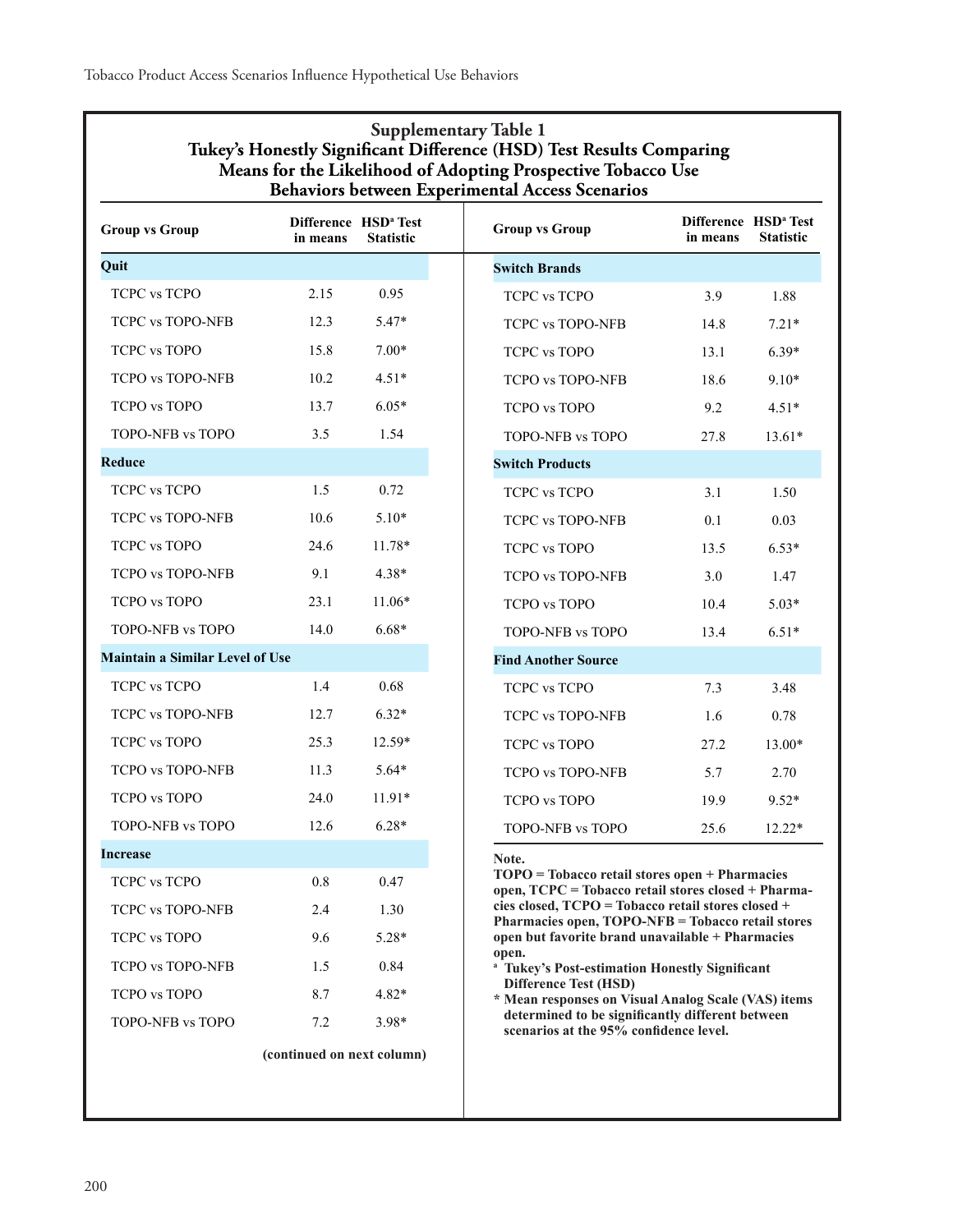## Supplementary Table 1
## Tukey's Honestly Significant Difference (HSD) Test Results Comparing Means for the Likelihood of Adopting Prospective Tobacco Use Behaviors between Experimental Access Scenarios

| Group vs Group | Difference in means | HSD[a] Test Statistic |
|---|---|---|
| **Quit** | | |
| TCPC vs TCPO | 2.15 | 0.95 |
| TCPC vs TOPO-NFB | 12.3 | 5.47* |
| TCPC vs TOPO | 15.8 | 7.00* |
| TCPO vs TOPO-NFB | 10.2 | 4.51* |
| TCPO vs TOPO | 13.7 | 6.05* |
| TOPO-NFB vs TOPO | 3.5 | 1.54 |
| **Reduce** | | |
| TCPC vs TCPO | 1.5 | 0.72 |
| TCPC vs TOPO-NFB | 10.6 | 5.10* |
| TCPC vs TOPO | 24.6 | 11.78* |
| TCPO vs TOPO-NFB | 9.1 | 4.38* |
| TCPO vs TOPO | 23.1 | 11.06* |
| TOPO-NFB vs TOPO | 14.0 | 6.68* |
| **Maintain a Similar Level of Use** | | |
| TCPC vs TCPO | 1.4 | 0.68 |
| TCPC vs TOPO-NFB | 12.7 | 6.32* |
| TCPC vs TOPO | 25.3 | 12.59* |
| TCPO vs TOPO-NFB | 11.3 | 5.64* |
| TCPO vs TOPO | 24.0 | 11.91* |
| TOPO-NFB vs TOPO | 12.6 | 6.28* |
| **Increase** | | |
| TCPC vs TCPO | 0.8 | 0.47 |
| TCPC vs TOPO-NFB | 2.4 | 1.30 |
| TCPC vs TOPO | 9.6 | 5.28* |
| TCPO vs TOPO-NFB | 1.5 | 0.84 |
| TCPO vs TOPO | 8.7 | 4.82* |
| TOPO-NFB vs TOPO | 7.2 | 3.98* |
| **Switch Brands** | | |
| TCPC vs TCPO | 3.9 | 1.88 |
| TCPC vs TOPO-NFB | 14.8 | 7.21* |
| TCPC vs TOPO | 13.1 | 6.39* |
| TCPO vs TOPO-NFB | 18.6 | 9.10* |
| TCPO vs TOPO | 9.2 | 4.51* |
| TOPO-NFB vs TOPO | 27.8 | 13.61* |
| **Switch Products** | | |
| TCPC vs TCPO | 3.1 | 1.50 |
| TCPC vs TOPO-NFB | 0.1 | 0.03 |
| TCPC vs TOPO | 13.5 | 6.53* |
| TCPO vs TOPO-NFB | 3.0 | 1.47 |
| TCPO vs TOPO | 10.4 | 5.03* |
| TOPO-NFB vs TOPO | 13.4 | 6.51* |
| **Find Another Source** | | |
| TCPC vs TCPO | 7.3 | 3.48 |
| TCPC vs TOPO-NFB | 1.6 | 0.78 |
| TCPC vs TOPO | 27.2 | 13.00* |
| TCPO vs TOPO-NFB | 5.7 | 2.70 |
| TCPO vs TOPO | 19.9 | 9.52* |
| TOPO-NFB vs TOPO | 25.6 | 12.22* |

**Note.**
**TOPO = Tobacco retail stores open + Pharmacies open, TCPC = Tobacco retail stores closed + Pharmacies closed, TCPO = Tobacco retail stores closed + Pharmacies open, TOPO-NFB = Tobacco retail stores open but favorite brand unavailable + Pharmacies open.**

[a] **Tukey's Post-estimation Honestly Significant Difference Test (HSD)**

\* **Mean responses on Visual Analog Scale (VAS) items determined to be significantly different between scenarios at the 95% confidence level.**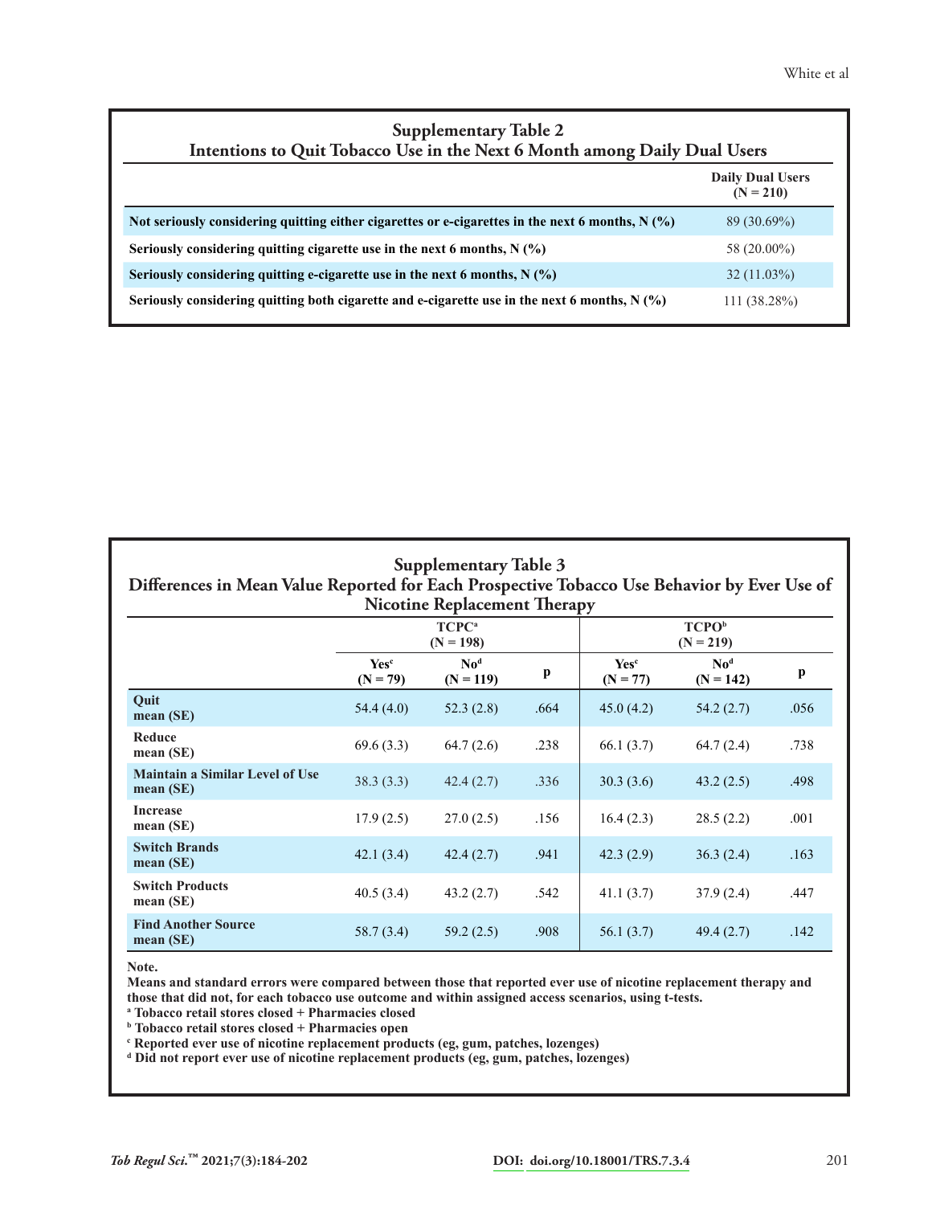## Supplementary Table 2
## Intentions to Quit Tobacco Use in the Next 6 Month among Daily Dual Users

| | Daily Dual Users (N = 210) |
|---|---|
| **Not seriously considering quitting either cigarettes or e-cigarettes in the next 6 months, N (%)** | 89 (30.69%) |
| **Seriously considering quitting cigarette use in the next 6 months, N (%)** | 58 (20.00%) |
| **Seriously considering quitting e-cigarette use in the next 6 months, N (%)** | 32 (11.03%) |
| **Seriously considering quitting both cigarette and e-cigarette use in the next 6 months, N (%)** | 111 (38.28%) |

## Supplementary Table 3
## Differences in Mean Value Reported for Each Prospective Tobacco Use Behavior by Ever Use of Nicotine Replacement Therapy

| | TCPC[a] (N = 198) | | | TCPO[b] (N = 219) | | |
|---|---|---|---|---|---|---|
| | Yes[c] (N = 79) | No[d] (N = 119) | p | Yes[c] (N = 77) | No[d] (N = 142) | p |
| **Quit mean (SE)** | 54.4 (4.0) | 52.3 (2.8) | .664 | 45.0 (4.2) | 54.2 (2.7) | .056 |
| **Reduce mean (SE)** | 69.6 (3.3) | 64.7 (2.6) | .238 | 66.1 (3.7) | 64.7 (2.4) | .738 |
| **Maintain a Similar Level of Use mean (SE)** | 38.3 (3.3) | 42.4 (2.7) | .336 | 30.3 (3.6) | 43.2 (2.5) | .498 |
| **Increase mean (SE)** | 17.9 (2.5) | 27.0 (2.5) | .156 | 16.4 (2.3) | 28.5 (2.2) | .001 |
| **Switch Brands mean (SE)** | 42.1 (3.4) | 42.4 (2.7) | .941 | 42.3 (2.9) | 36.3 (2.4) | .163 |
| **Switch Products mean (SE)** | 40.5 (3.4) | 43.2 (2.7) | .542 | 41.1 (3.7) | 37.9 (2.4) | .447 |
| **Find Another Source mean (SE)** | 58.7 (3.4) | 59.2 (2.5) | .908 | 56.1 (3.7) | 49.4 (2.7) | .142 |

**Note.**
**Means and standard errors were compared between those that reported ever use of nicotine replacement therapy and those that did not, for each tobacco use outcome and within assigned access scenarios, using t-tests.**
**[a] Tobacco retail stores closed + Pharmacies closed**
**[b] Tobacco retail stores closed + Pharmacies open**
**[c] Reported ever use of nicotine replacement products (eg, gum, patches, lozenges)**
**[d] Did not report ever use of nicotine replacement products (eg, gum, patches, lozenges)**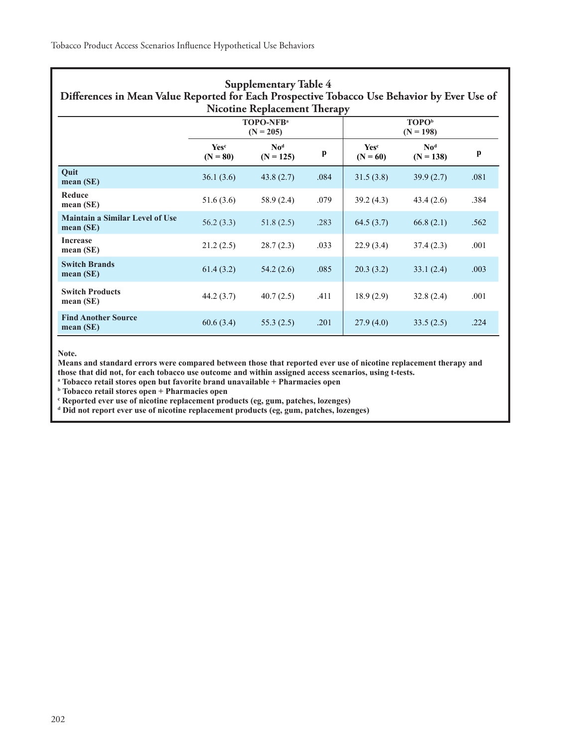## Supplementary Table 4
## Differences in Mean Value Reported for Each Prospective Tobacco Use Behavior by Ever Use of Nicotine Replacement Therapy

| | TOPO-NFB[a] (N = 205) | | | TOPO[b] (N = 198) | | |
|---|---|---|---|---|---|---|
| | Yes[c] (N = 80) | No[d] (N = 125) | p | Yes[c] (N = 60) | No[d] (N = 138) | p |
| **Quit** mean (SE) | 36.1 (3.6) | 43.8 (2.7) | .084 | 31.5 (3.8) | 39.9 (2.7) | .081 |
| **Reduce** mean (SE) | 51.6 (3.6) | 58.9 (2.4) | .079 | 39.2 (4.3) | 43.4 (2.6) | .384 |
| **Maintain a Similar Level of Use** mean (SE) | 56.2 (3.3) | 51.8 (2.5) | .283 | 64.5 (3.7) | 66.8 (2.1) | .562 |
| **Increase** mean (SE) | 21.2 (2.5) | 28.7 (2.3) | .033 | 22.9 (3.4) | 37.4 (2.3) | .001 |
| **Switch Brands** mean (SE) | 61.4 (3.2) | 54.2 (2.6) | .085 | 20.3 (3.2) | 33.1 (2.4) | .003 |
| **Switch Products** mean (SE) | 44.2 (3.7) | 40.7 (2.5) | .411 | 18.9 (2.9) | 32.8 (2.4) | .001 |
| **Find Another Source** mean (SE) | 60.6 (3.4) | 55.3 (2.5) | .201 | 27.9 (4.0) | 33.5 (2.5) | .224 |

**Note.**
**Means and standard errors were compared between those that reported ever use of nicotine replacement therapy and those that did not, for each tobacco use outcome and within assigned access scenarios, using t-tests.**
[a] **Tobacco retail stores open but favorite brand unavailable + Pharmacies open**
[b] **Tobacco retail stores open + Pharmacies open**
[c] **Reported ever use of nicotine replacement products (eg, gum, patches, lozenges)**
[d] **Did not report ever use of nicotine replacement products (eg, gum, patches, lozenges)**